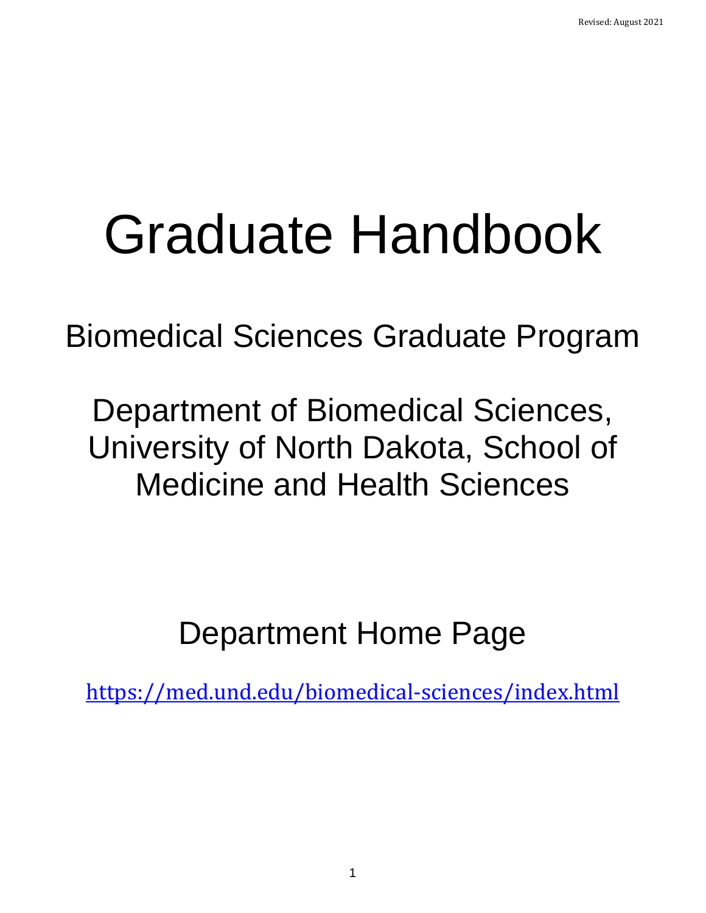Revised: August 2021

# Graduate Handbook

## Biomedical Sciences Graduate Program

## Department of Biomedical Sciences, University of North Dakota, School of Medicine and Health Sciences

## Department Home Page

https://med.und.edu/biomedical-sciences/index.html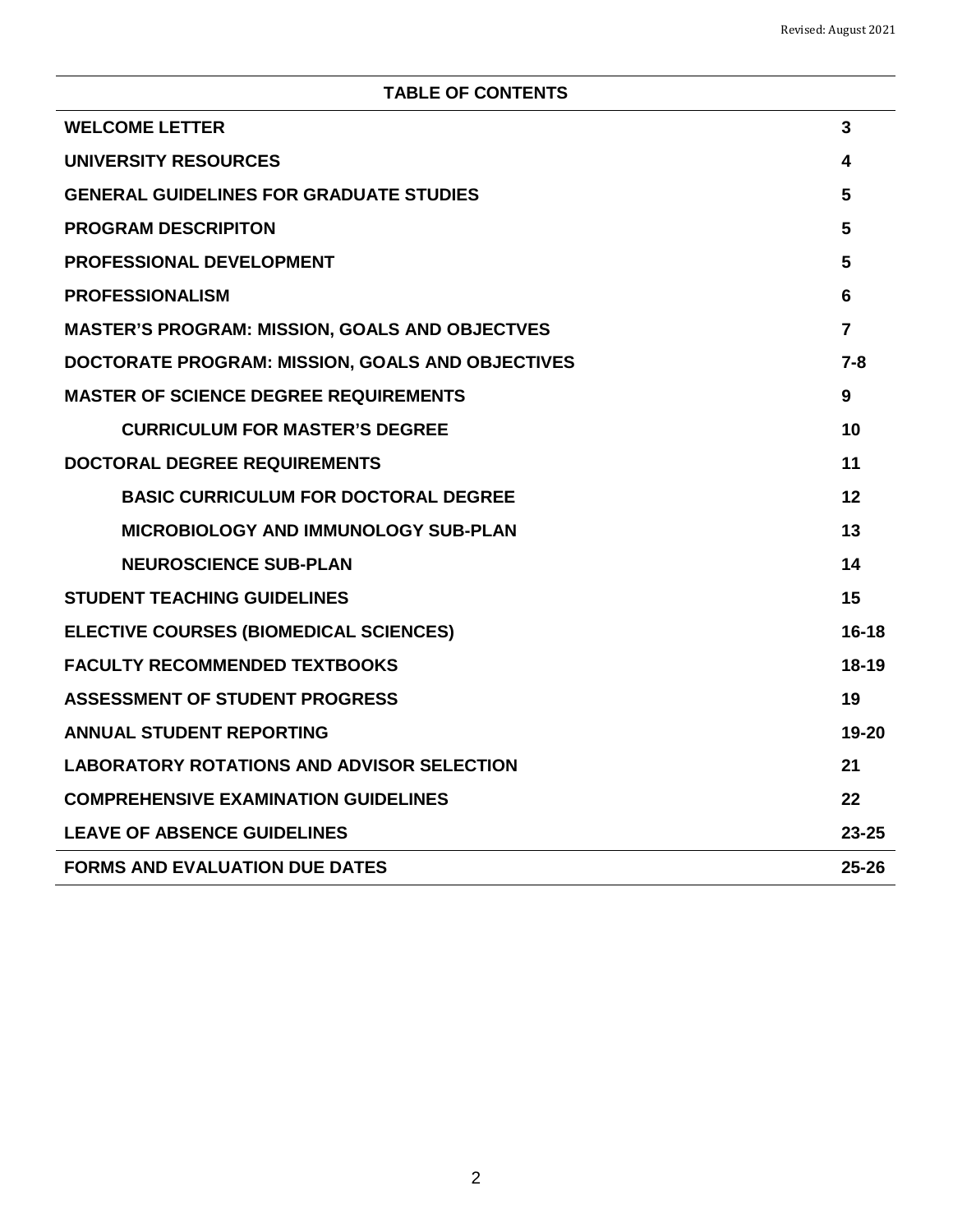## TABLE OF CONTENTS

| | |
|---|---|
| **WELCOME LETTER** | **3** |
| **UNIVERSITY RESOURCES** | **4** |
| **GENERAL GUIDELINES FOR GRADUATE STUDIES** | **5** |
| **PROGRAM DESCRIPITON** | **5** |
| **PROFESSIONAL DEVELOPMENT** | **5** |
| **PROFESSIONALISM** | **6** |
| **MASTER'S PROGRAM: MISSION, GOALS AND OBJECTVES** | **7** |
| **DOCTORATE PROGRAM: MISSION, GOALS AND OBJECTIVES** | **7-8** |
| **MASTER OF SCIENCE DEGREE REQUIREMENTS** | **9** |
| &nbsp;&nbsp;&nbsp;&nbsp;**CURRICULUM FOR MASTER'S DEGREE** | **10** |
| **DOCTORAL DEGREE REQUIREMENTS** | **11** |
| &nbsp;&nbsp;&nbsp;&nbsp;**BASIC CURRICULUM FOR DOCTORAL DEGREE** | **12** |
| &nbsp;&nbsp;&nbsp;&nbsp;**MICROBIOLOGY AND IMMUNOLOGY SUB-PLAN** | **13** |
| &nbsp;&nbsp;&nbsp;&nbsp;**NEUROSCIENCE SUB-PLAN** | **14** |
| **STUDENT TEACHING GUIDELINES** | **15** |
| **ELECTIVE COURSES (BIOMEDICAL SCIENCES)** | **16-18** |
| **FACULTY RECOMMENDED TEXTBOOKS** | **18-19** |
| **ASSESSMENT OF STUDENT PROGRESS** | **19** |
| **ANNUAL STUDENT REPORTING** | **19-20** |
| **LABORATORY ROTATIONS AND ADVISOR SELECTION** | **21** |
| **COMPREHENSIVE EXAMINATION GUIDELINES** | **22** |
| **LEAVE OF ABSENCE GUIDELINES** | **23-25** |
| **FORMS AND EVALUATION DUE DATES** | **25-26** |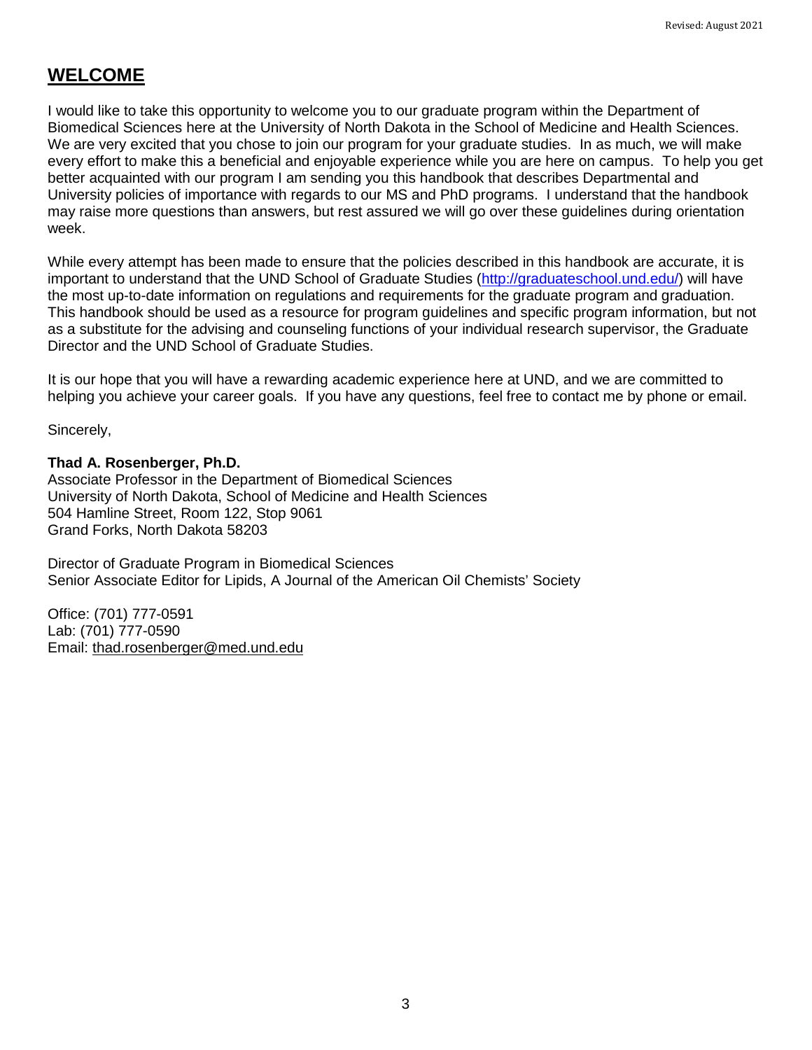## WELCOME

I would like to take this opportunity to welcome you to our graduate program within the Department of Biomedical Sciences here at the University of North Dakota in the School of Medicine and Health Sciences. We are very excited that you chose to join our program for your graduate studies. In as much, we will make every effort to make this a beneficial and enjoyable experience while you are here on campus. To help you get better acquainted with our program I am sending you this handbook that describes Departmental and University policies of importance with regards to our MS and PhD programs. I understand that the handbook may raise more questions than answers, but rest assured we will go over these guidelines during orientation week.

While every attempt has been made to ensure that the policies described in this handbook are accurate, it is important to understand that the UND School of Graduate Studies (http://graduateschool.und.edu/) will have the most up-to-date information on regulations and requirements for the graduate program and graduation. This handbook should be used as a resource for program guidelines and specific program information, but not as a substitute for the advising and counseling functions of your individual research supervisor, the Graduate Director and the UND School of Graduate Studies.

It is our hope that you will have a rewarding academic experience here at UND, and we are committed to helping you achieve your career goals. If you have any questions, feel free to contact me by phone or email.

Sincerely,

**Thad A. Rosenberger, Ph.D.**
Associate Professor in the Department of Biomedical Sciences
University of North Dakota, School of Medicine and Health Sciences
504 Hamline Street, Room 122, Stop 9061
Grand Forks, North Dakota 58203

Director of Graduate Program in Biomedical Sciences
Senior Associate Editor for Lipids, A Journal of the American Oil Chemists' Society

Office: (701) 777-0591
Lab: (701) 777-0590
Email: thad.rosenberger@med.und.edu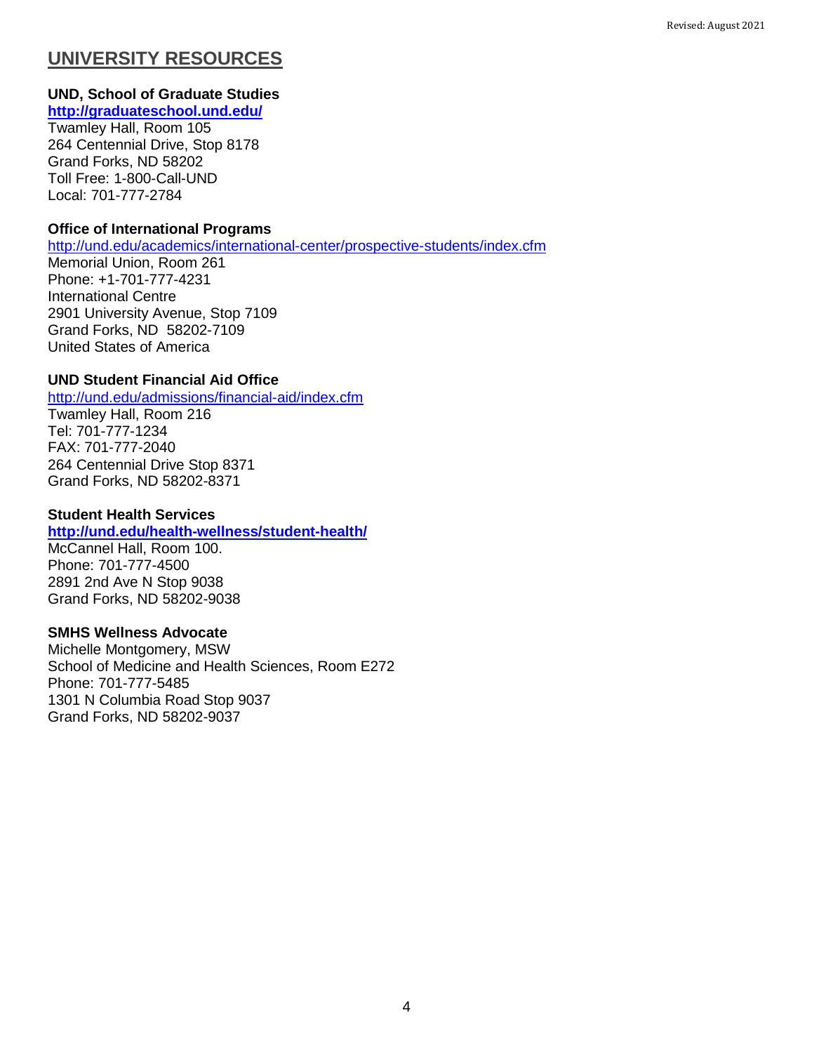## UNIVERSITY RESOURCES

**UND, School of Graduate Studies**
**http://graduateschool.und.edu/**
Twamley Hall, Room 105
264 Centennial Drive, Stop 8178
Grand Forks, ND 58202
Toll Free: 1-800-Call-UND
Local: 701-777-2784

**Office of International Programs**
http://und.edu/academics/international-center/prospective-students/index.cfm
Memorial Union, Room 261
Phone: +1-701-777-4231
International Centre
2901 University Avenue, Stop 7109
Grand Forks, ND 58202-7109
United States of America

**UND Student Financial Aid Office**
http://und.edu/admissions/financial-aid/index.cfm
Twamley Hall, Room 216
Tel: 701-777-1234
FAX: 701-777-2040
264 Centennial Drive Stop 8371
Grand Forks, ND 58202-8371

**Student Health Services**
**http://und.edu/health-wellness/student-health/**
McCannel Hall, Room 100.
Phone: 701-777-4500
2891 2nd Ave N Stop 9038
Grand Forks, ND 58202-9038

**SMHS Wellness Advocate**
Michelle Montgomery, MSW
School of Medicine and Health Sciences, Room E272
Phone: 701-777-5485
1301 N Columbia Road Stop 9037
Grand Forks, ND 58202-9037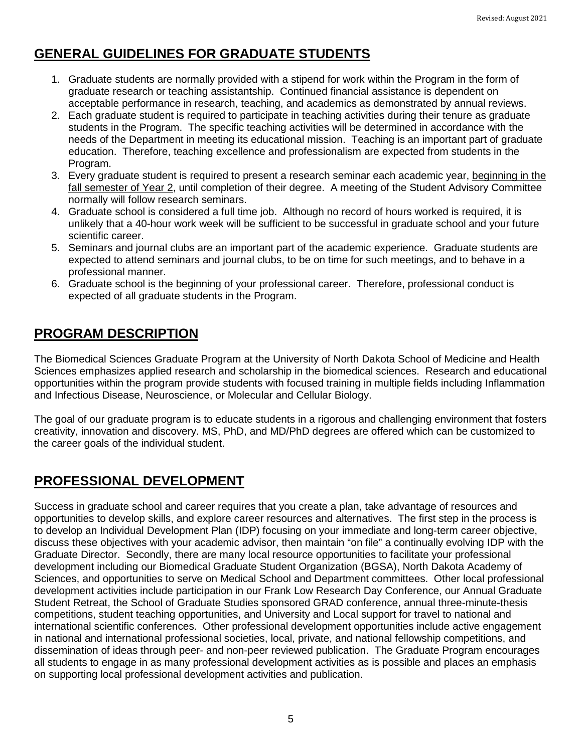## GENERAL GUIDELINES FOR GRADUATE STUDENTS

1. Graduate students are normally provided with a stipend for work within the Program in the form of graduate research or teaching assistantship. Continued financial assistance is dependent on acceptable performance in research, teaching, and academics as demonstrated by annual reviews.
2. Each graduate student is required to participate in teaching activities during their tenure as graduate students in the Program. The specific teaching activities will be determined in accordance with the needs of the Department in meeting its educational mission. Teaching is an important part of graduate education. Therefore, teaching excellence and professionalism are expected from students in the Program.
3. Every graduate student is required to present a research seminar each academic year, <u>beginning in the fall semester of Year 2</u>, until completion of their degree. A meeting of the Student Advisory Committee normally will follow research seminars.
4. Graduate school is considered a full time job. Although no record of hours worked is required, it is unlikely that a 40-hour work week will be sufficient to be successful in graduate school and your future scientific career.
5. Seminars and journal clubs are an important part of the academic experience. Graduate students are expected to attend seminars and journal clubs, to be on time for such meetings, and to behave in a professional manner.
6. Graduate school is the beginning of your professional career. Therefore, professional conduct is expected of all graduate students in the Program.

## PROGRAM DESCRIPTION

The Biomedical Sciences Graduate Program at the University of North Dakota School of Medicine and Health Sciences emphasizes applied research and scholarship in the biomedical sciences. Research and educational opportunities within the program provide students with focused training in multiple fields including Inflammation and Infectious Disease, Neuroscience, or Molecular and Cellular Biology.

The goal of our graduate program is to educate students in a rigorous and challenging environment that fosters creativity, innovation and discovery. MS, PhD, and MD/PhD degrees are offered which can be customized to the career goals of the individual student.

## PROFESSIONAL DEVELOPMENT

Success in graduate school and career requires that you create a plan, take advantage of resources and opportunities to develop skills, and explore career resources and alternatives. The first step in the process is to develop an Individual Development Plan (IDP) focusing on your immediate and long-term career objective, discuss these objectives with your academic advisor, then maintain "on file" a continually evolving IDP with the Graduate Director. Secondly, there are many local resource opportunities to facilitate your professional development including our Biomedical Graduate Student Organization (BGSA), North Dakota Academy of Sciences, and opportunities to serve on Medical School and Department committees. Other local professional development activities include participation in our Frank Low Research Day Conference, our Annual Graduate Student Retreat, the School of Graduate Studies sponsored GRAD conference, annual three-minute-thesis competitions, student teaching opportunities, and University and Local support for travel to national and international scientific conferences. Other professional development opportunities include active engagement in national and international professional societies, local, private, and national fellowship competitions, and dissemination of ideas through peer- and non-peer reviewed publication. The Graduate Program encourages all students to engage in as many professional development activities as is possible and places an emphasis on supporting local professional development activities and publication.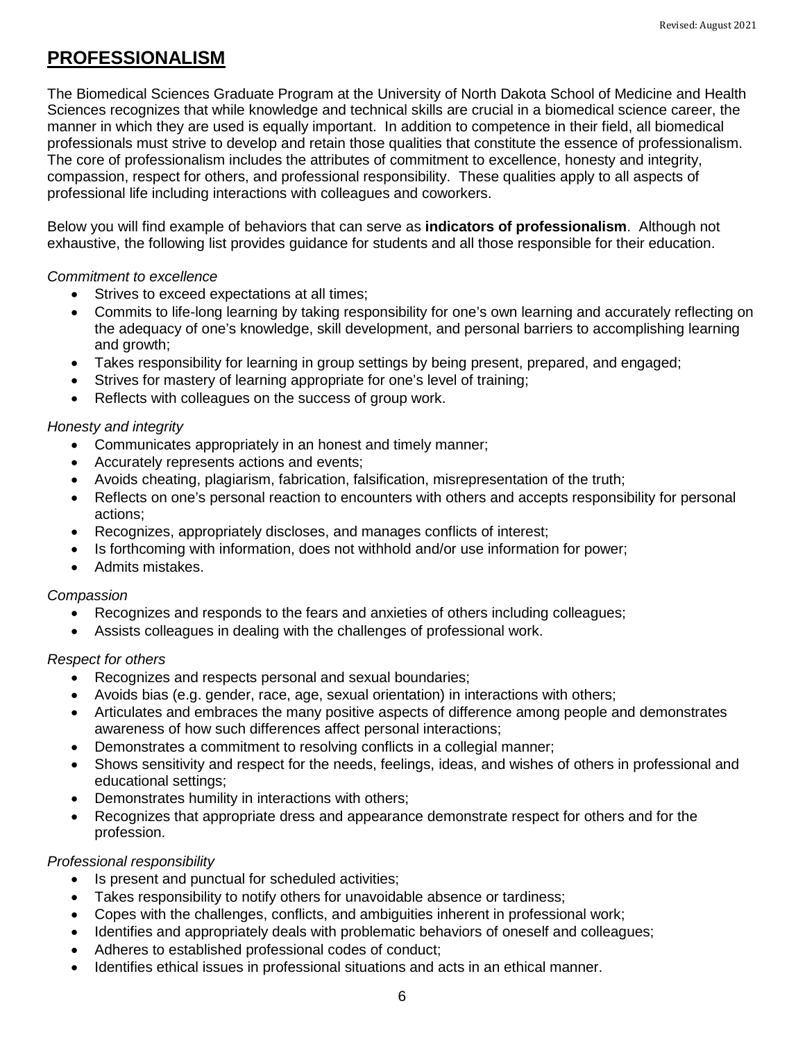## PROFESSIONALISM

The Biomedical Sciences Graduate Program at the University of North Dakota School of Medicine and Health Sciences recognizes that while knowledge and technical skills are crucial in a biomedical science career, the manner in which they are used is equally important. In addition to competence in their field, all biomedical professionals must strive to develop and retain those qualities that constitute the essence of professionalism. The core of professionalism includes the attributes of commitment to excellence, honesty and integrity, compassion, respect for others, and professional responsibility. These qualities apply to all aspects of professional life including interactions with colleagues and coworkers.

Below you will find example of behaviors that can serve as **indicators of professionalism**. Although not exhaustive, the following list provides guidance for students and all those responsible for their education.

*Commitment to excellence*

- Strives to exceed expectations at all times;
- Commits to life-long learning by taking responsibility for one's own learning and accurately reflecting on the adequacy of one's knowledge, skill development, and personal barriers to accomplishing learning and growth;
- Takes responsibility for learning in group settings by being present, prepared, and engaged;
- Strives for mastery of learning appropriate for one's level of training;
- Reflects with colleagues on the success of group work.

*Honesty and integrity*

- Communicates appropriately in an honest and timely manner;
- Accurately represents actions and events;
- Avoids cheating, plagiarism, fabrication, falsification, misrepresentation of the truth;
- Reflects on one's personal reaction to encounters with others and accepts responsibility for personal actions;
- Recognizes, appropriately discloses, and manages conflicts of interest;
- Is forthcoming with information, does not withhold and/or use information for power;
- Admits mistakes.

*Compassion*

- Recognizes and responds to the fears and anxieties of others including colleagues;
- Assists colleagues in dealing with the challenges of professional work.

*Respect for others*

- Recognizes and respects personal and sexual boundaries;
- Avoids bias (e.g. gender, race, age, sexual orientation) in interactions with others;
- Articulates and embraces the many positive aspects of difference among people and demonstrates awareness of how such differences affect personal interactions;
- Demonstrates a commitment to resolving conflicts in a collegial manner;
- Shows sensitivity and respect for the needs, feelings, ideas, and wishes of others in professional and educational settings;
- Demonstrates humility in interactions with others;
- Recognizes that appropriate dress and appearance demonstrate respect for others and for the profession.

*Professional responsibility*

- Is present and punctual for scheduled activities;
- Takes responsibility to notify others for unavoidable absence or tardiness;
- Copes with the challenges, conflicts, and ambiguities inherent in professional work;
- Identifies and appropriately deals with problematic behaviors of oneself and colleagues;
- Adheres to established professional codes of conduct;
- Identifies ethical issues in professional situations and acts in an ethical manner.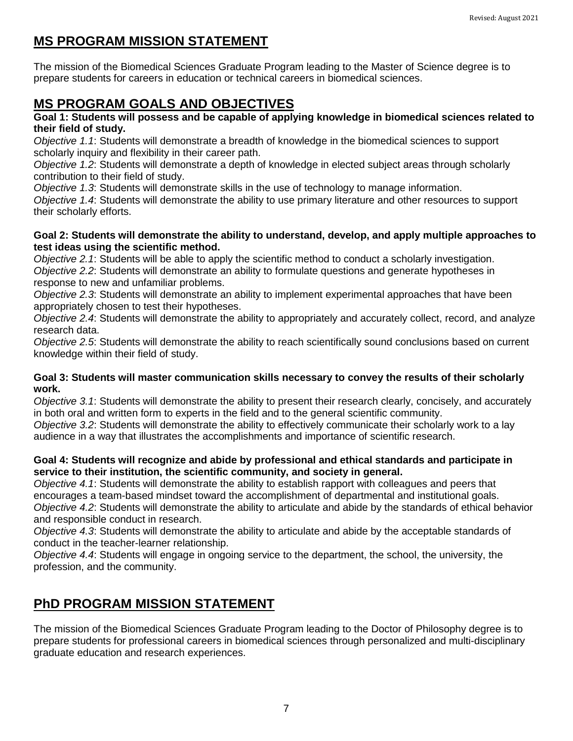## MS PROGRAM MISSION STATEMENT

The mission of the Biomedical Sciences Graduate Program leading to the Master of Science degree is to prepare students for careers in education or technical careers in biomedical sciences.

## MS PROGRAM GOALS AND OBJECTIVES

**Goal 1: Students will possess and be capable of applying knowledge in biomedical sciences related to their field of study.**

*Objective 1.1*: Students will demonstrate a breadth of knowledge in the biomedical sciences to support scholarly inquiry and flexibility in their career path.

*Objective 1.2*: Students will demonstrate a depth of knowledge in elected subject areas through scholarly contribution to their field of study.

*Objective 1.3*: Students will demonstrate skills in the use of technology to manage information.

*Objective 1.4*: Students will demonstrate the ability to use primary literature and other resources to support their scholarly efforts.

**Goal 2: Students will demonstrate the ability to understand, develop, and apply multiple approaches to test ideas using the scientific method.**

*Objective 2.1*: Students will be able to apply the scientific method to conduct a scholarly investigation.

*Objective 2.2*: Students will demonstrate an ability to formulate questions and generate hypotheses in response to new and unfamiliar problems.

*Objective 2.3*: Students will demonstrate an ability to implement experimental approaches that have been appropriately chosen to test their hypotheses.

*Objective 2.4*: Students will demonstrate the ability to appropriately and accurately collect, record, and analyze research data.

*Objective 2.5*: Students will demonstrate the ability to reach scientifically sound conclusions based on current knowledge within their field of study.

**Goal 3: Students will master communication skills necessary to convey the results of their scholarly work.**

*Objective 3.1*: Students will demonstrate the ability to present their research clearly, concisely, and accurately in both oral and written form to experts in the field and to the general scientific community.

*Objective 3.2*: Students will demonstrate the ability to effectively communicate their scholarly work to a lay audience in a way that illustrates the accomplishments and importance of scientific research.

**Goal 4: Students will recognize and abide by professional and ethical standards and participate in service to their institution, the scientific community, and society in general.**

*Objective 4.1*: Students will demonstrate the ability to establish rapport with colleagues and peers that encourages a team-based mindset toward the accomplishment of departmental and institutional goals.

*Objective 4.2*: Students will demonstrate the ability to articulate and abide by the standards of ethical behavior and responsible conduct in research.

*Objective 4.3*: Students will demonstrate the ability to articulate and abide by the acceptable standards of conduct in the teacher-learner relationship.

*Objective 4.4*: Students will engage in ongoing service to the department, the school, the university, the profession, and the community.

## PhD PROGRAM MISSION STATEMENT

The mission of the Biomedical Sciences Graduate Program leading to the Doctor of Philosophy degree is to prepare students for professional careers in biomedical sciences through personalized and multi-disciplinary graduate education and research experiences.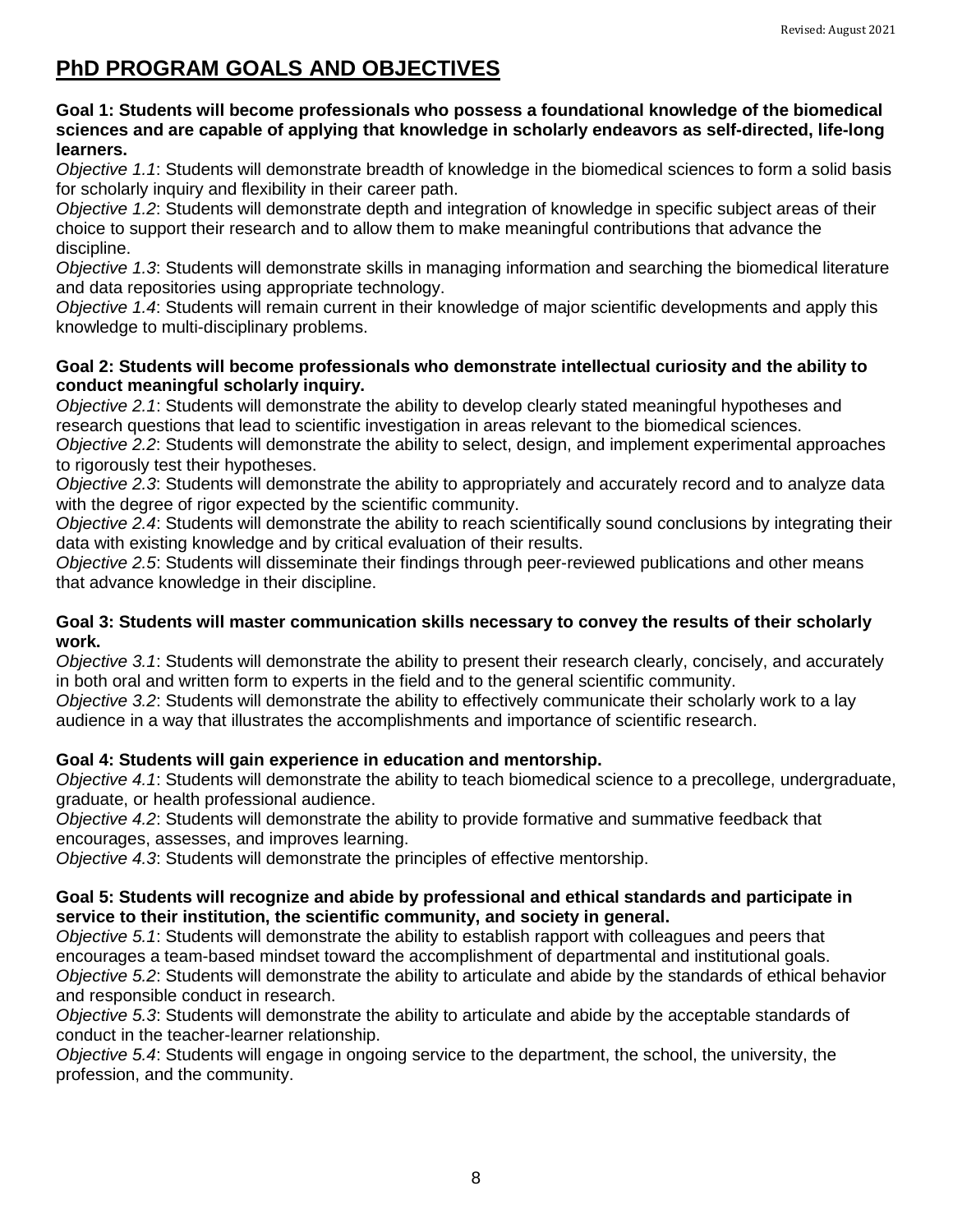# PhD PROGRAM GOALS AND OBJECTIVES

**Goal 1: Students will become professionals who possess a foundational knowledge of the biomedical sciences and are capable of applying that knowledge in scholarly endeavors as self-directed, life-long learners.**

*Objective 1.1*: Students will demonstrate breadth of knowledge in the biomedical sciences to form a solid basis for scholarly inquiry and flexibility in their career path.

*Objective 1.2*: Students will demonstrate depth and integration of knowledge in specific subject areas of their choice to support their research and to allow them to make meaningful contributions that advance the discipline.

*Objective 1.3*: Students will demonstrate skills in managing information and searching the biomedical literature and data repositories using appropriate technology.

*Objective 1.4*: Students will remain current in their knowledge of major scientific developments and apply this knowledge to multi-disciplinary problems.

**Goal 2: Students will become professionals who demonstrate intellectual curiosity and the ability to conduct meaningful scholarly inquiry.**

*Objective 2.1*: Students will demonstrate the ability to develop clearly stated meaningful hypotheses and research questions that lead to scientific investigation in areas relevant to the biomedical sciences.

*Objective 2.2*: Students will demonstrate the ability to select, design, and implement experimental approaches to rigorously test their hypotheses.

*Objective 2.3*: Students will demonstrate the ability to appropriately and accurately record and to analyze data with the degree of rigor expected by the scientific community.

*Objective 2.4*: Students will demonstrate the ability to reach scientifically sound conclusions by integrating their data with existing knowledge and by critical evaluation of their results.

*Objective 2.5*: Students will disseminate their findings through peer-reviewed publications and other means that advance knowledge in their discipline.

**Goal 3: Students will master communication skills necessary to convey the results of their scholarly work.**

*Objective 3.1*: Students will demonstrate the ability to present their research clearly, concisely, and accurately in both oral and written form to experts in the field and to the general scientific community.

*Objective 3.2*: Students will demonstrate the ability to effectively communicate their scholarly work to a lay audience in a way that illustrates the accomplishments and importance of scientific research.

**Goal 4: Students will gain experience in education and mentorship.**

*Objective 4.1*: Students will demonstrate the ability to teach biomedical science to a precollege, undergraduate, graduate, or health professional audience.

*Objective 4.2*: Students will demonstrate the ability to provide formative and summative feedback that encourages, assesses, and improves learning.

*Objective 4.3*: Students will demonstrate the principles of effective mentorship.

**Goal 5: Students will recognize and abide by professional and ethical standards and participate in service to their institution, the scientific community, and society in general.**

*Objective 5.1*: Students will demonstrate the ability to establish rapport with colleagues and peers that encourages a team-based mindset toward the accomplishment of departmental and institutional goals.

*Objective 5.2*: Students will demonstrate the ability to articulate and abide by the standards of ethical behavior and responsible conduct in research.

*Objective 5.3*: Students will demonstrate the ability to articulate and abide by the acceptable standards of conduct in the teacher-learner relationship.

*Objective 5.4*: Students will engage in ongoing service to the department, the school, the university, the profession, and the community.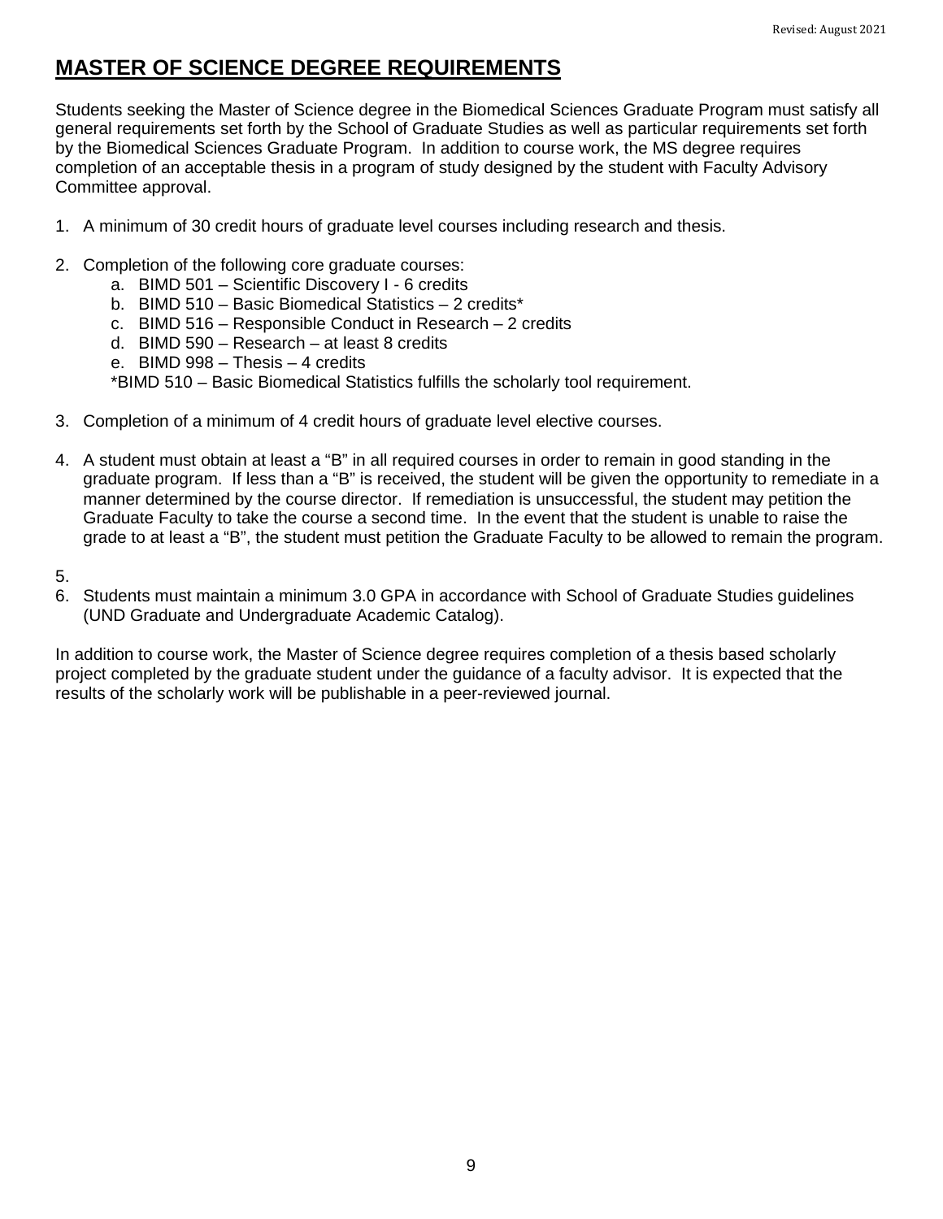# MASTER OF SCIENCE DEGREE REQUIREMENTS

Students seeking the Master of Science degree in the Biomedical Sciences Graduate Program must satisfy all general requirements set forth by the School of Graduate Studies as well as particular requirements set forth by the Biomedical Sciences Graduate Program. In addition to course work, the MS degree requires completion of an acceptable thesis in a program of study designed by the student with Faculty Advisory Committee approval.

1. A minimum of 30 credit hours of graduate level courses including research and thesis.

2. Completion of the following core graduate courses:
   a. BIMD 501 – Scientific Discovery I - 6 credits
   b. BIMD 510 – Basic Biomedical Statistics – 2 credits*
   c. BIMD 516 – Responsible Conduct in Research – 2 credits
   d. BIMD 590 – Research – at least 8 credits
   e. BIMD 998 – Thesis – 4 credits

   *BIMD 510 – Basic Biomedical Statistics fulfills the scholarly tool requirement.

3. Completion of a minimum of 4 credit hours of graduate level elective courses.

4. A student must obtain at least a "B" in all required courses in order to remain in good standing in the graduate program. If less than a "B" is received, the student will be given the opportunity to remediate in a manner determined by the course director. If remediation is unsuccessful, the student may petition the Graduate Faculty to take the course a second time. In the event that the student is unable to raise the grade to at least a "B", the student must petition the Graduate Faculty to be allowed to remain the program.

5.

6. Students must maintain a minimum 3.0 GPA in accordance with School of Graduate Studies guidelines (UND Graduate and Undergraduate Academic Catalog).

In addition to course work, the Master of Science degree requires completion of a thesis based scholarly project completed by the graduate student under the guidance of a faculty advisor. It is expected that the results of the scholarly work will be publishable in a peer-reviewed journal.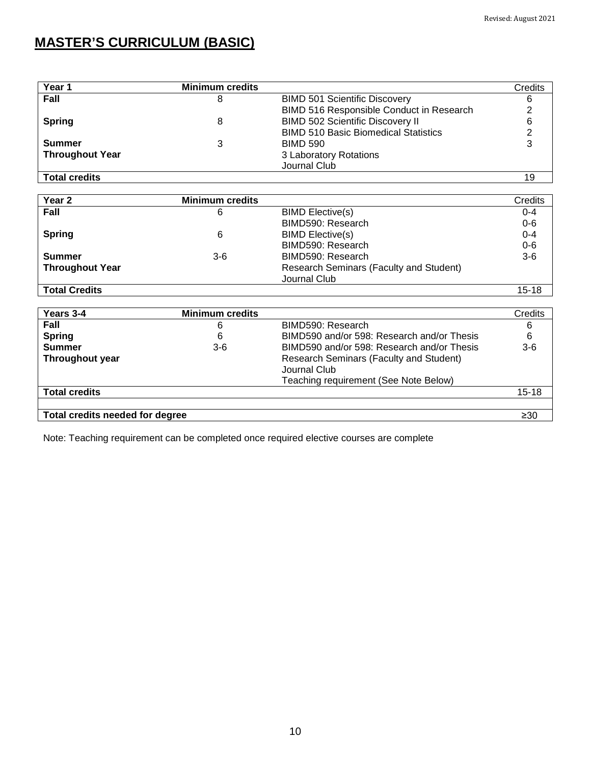# MASTER'S CURRICULUM (BASIC)

| Year 1 | Minimum credits | | Credits |
|---|---|---|---|
| **Fall** | 8 | BIMD 501 Scientific Discovery | 6 |
| | | BIMD 516 Responsible Conduct in Research | 2 |
| **Spring** | 8 | BIMD 502 Scientific Discovery II | 6 |
| | | BIMD 510 Basic Biomedical Statistics | 2 |
| **Summer** | 3 | BIMD 590 | 3 |
| **Throughout Year** | | 3 Laboratory Rotations | |
| | | Journal Club | |
| **Total credits** | | | 19 |

| Year 2 | Minimum credits | | Credits |
|---|---|---|---|
| **Fall** | 6 | BIMD Elective(s) | 0-4 |
| | | BIMD590: Research | 0-6 |
| **Spring** | 6 | BIMD Elective(s) | 0-4 |
| | | BIMD590: Research | 0-6 |
| **Summer** | 3-6 | BIMD590: Research | 3-6 |
| **Throughout Year** | | Research Seminars (Faculty and Student) | |
| | | Journal Club | |
| **Total Credits** | | | 15-18 |

| Years 3-4 | Minimum credits | | Credits |
|---|---|---|---|
| **Fall** | 6 | BIMD590: Research | 6 |
| **Spring** | 6 | BIMD590 and/or 598: Research and/or Thesis | 6 |
| **Summer** | 3-6 | BIMD590 and/or 598: Research and/or Thesis | 3-6 |
| **Throughout year** | | Research Seminars (Faculty and Student) | |
| | | Journal Club | |
| | | Teaching requirement (See Note Below) | |
| **Total credits** | | | 15-18 |
| | | | |
| **Total credits needed for degree** | | | ≥30 |

Note: Teaching requirement can be completed once required elective courses are complete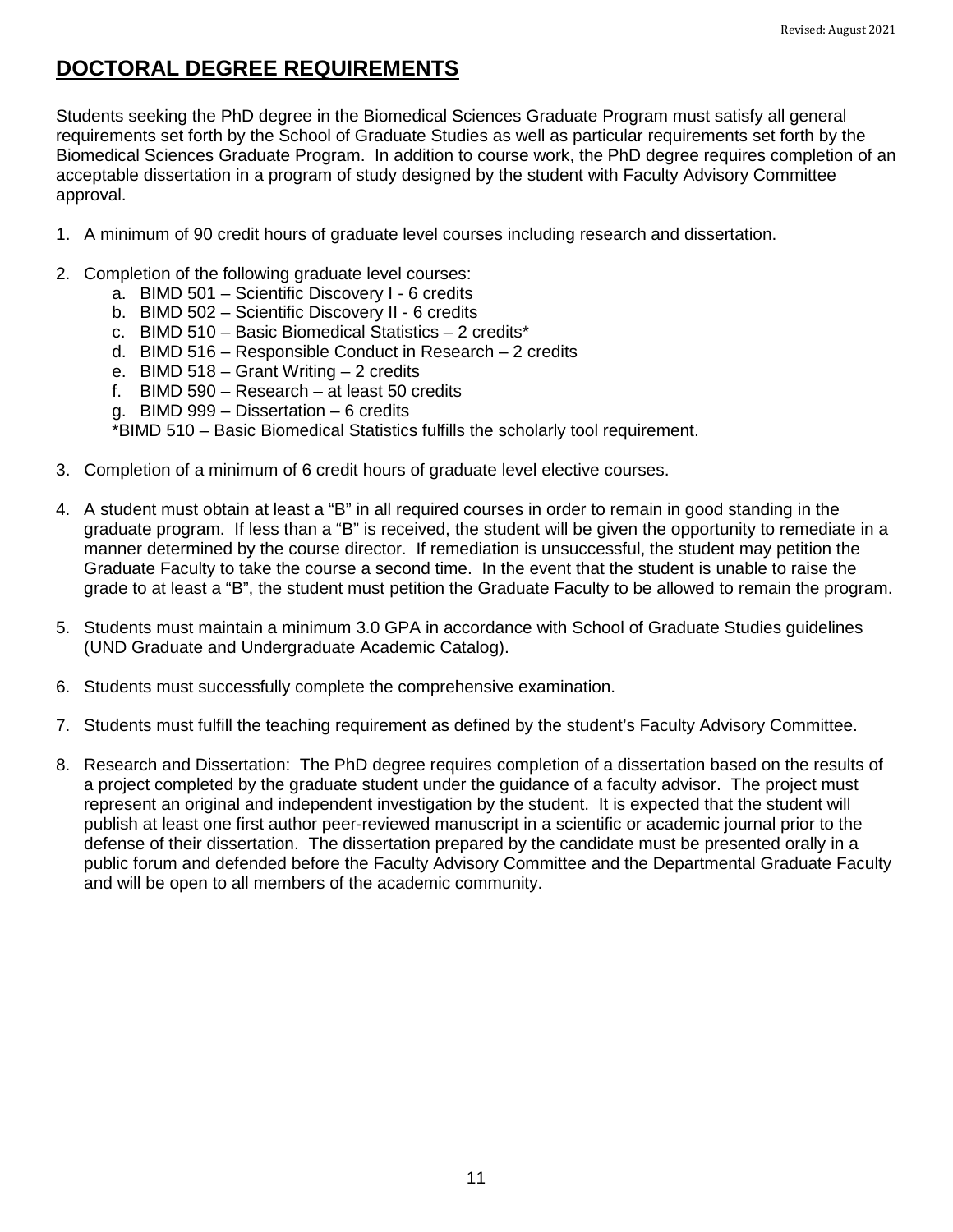# DOCTORAL DEGREE REQUIREMENTS

Students seeking the PhD degree in the Biomedical Sciences Graduate Program must satisfy all general requirements set forth by the School of Graduate Studies as well as particular requirements set forth by the Biomedical Sciences Graduate Program. In addition to course work, the PhD degree requires completion of an acceptable dissertation in a program of study designed by the student with Faculty Advisory Committee approval.

1. A minimum of 90 credit hours of graduate level courses including research and dissertation.

2. Completion of the following graduate level courses:
   a. BIMD 501 – Scientific Discovery I - 6 credits
   b. BIMD 502 – Scientific Discovery II - 6 credits
   c. BIMD 510 – Basic Biomedical Statistics – 2 credits*
   d. BIMD 516 – Responsible Conduct in Research – 2 credits
   e. BIMD 518 – Grant Writing – 2 credits
   f. BIMD 590 – Research – at least 50 credits
   g. BIMD 999 – Dissertation – 6 credits

   *BIMD 510 – Basic Biomedical Statistics fulfills the scholarly tool requirement.

3. Completion of a minimum of 6 credit hours of graduate level elective courses.

4. A student must obtain at least a "B" in all required courses in order to remain in good standing in the graduate program. If less than a "B" is received, the student will be given the opportunity to remediate in a manner determined by the course director. If remediation is unsuccessful, the student may petition the Graduate Faculty to take the course a second time. In the event that the student is unable to raise the grade to at least a "B", the student must petition the Graduate Faculty to be allowed to remain the program.

5. Students must maintain a minimum 3.0 GPA in accordance with School of Graduate Studies guidelines (UND Graduate and Undergraduate Academic Catalog).

6. Students must successfully complete the comprehensive examination.

7. Students must fulfill the teaching requirement as defined by the student's Faculty Advisory Committee.

8. Research and Dissertation: The PhD degree requires completion of a dissertation based on the results of a project completed by the graduate student under the guidance of a faculty advisor. The project must represent an original and independent investigation by the student. It is expected that the student will publish at least one first author peer-reviewed manuscript in a scientific or academic journal prior to the defense of their dissertation. The dissertation prepared by the candidate must be presented orally in a public forum and defended before the Faculty Advisory Committee and the Departmental Graduate Faculty and will be open to all members of the academic community.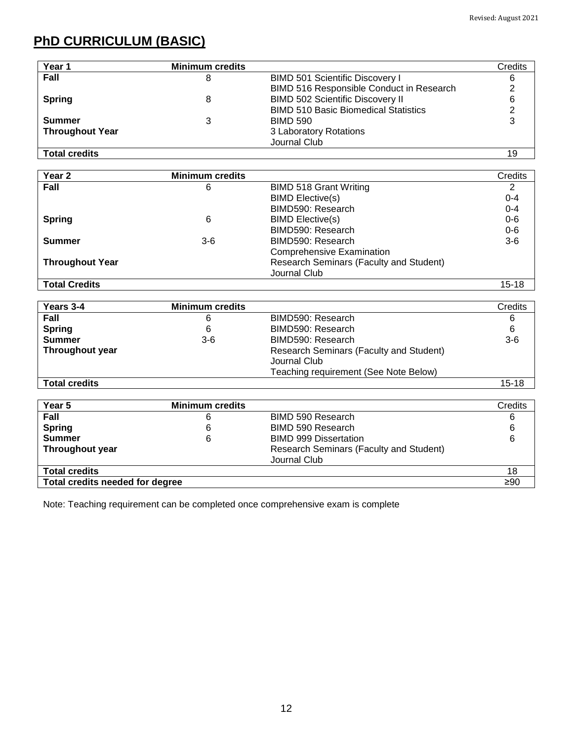## PhD CURRICULUM (BASIC)

| Year 1 | Minimum credits | | Credits |
|---|---|---|---|
| **Fall** | 8 | BIMD 501 Scientific Discovery I | 6 |
| | | BIMD 516 Responsible Conduct in Research | 2 |
| **Spring** | 8 | BIMD 502 Scientific Discovery II | 6 |
| | | BIMD 510 Basic Biomedical Statistics | 2 |
| **Summer** | 3 | BIMD 590 | 3 |
| **Throughout Year** | | 3 Laboratory Rotations | |
| | | Journal Club | |
| **Total credits** | | | 19 |

| Year 2 | Minimum credits | | Credits |
|---|---|---|---|
| **Fall** | 6 | BIMD 518 Grant Writing | 2 |
| | | BIMD Elective(s) | 0-4 |
| | | BIMD590: Research | 0-4 |
| **Spring** | 6 | BIMD Elective(s) | 0-6 |
| | | BIMD590: Research | 0-6 |
| **Summer** | 3-6 | BIMD590: Research | 3-6 |
| | | Comprehensive Examination | |
| **Throughout Year** | | Research Seminars (Faculty and Student) | |
| | | Journal Club | |
| **Total Credits** | | | 15-18 |

| Years 3-4 | Minimum credits | | Credits |
|---|---|---|---|
| **Fall** | 6 | BIMD590: Research | 6 |
| **Spring** | 6 | BIMD590: Research | 6 |
| **Summer** | 3-6 | BIMD590: Research | 3-6 |
| **Throughout year** | | Research Seminars (Faculty and Student) | |
| | | Journal Club | |
| | | Teaching requirement (See Note Below) | |
| **Total credits** | | | 15-18 |

| Year 5 | Minimum credits | | Credits |
|---|---|---|---|
| **Fall** | 6 | BIMD 590 Research | 6 |
| **Spring** | 6 | BIMD 590 Research | 6 |
| **Summer** | 6 | BIMD 999 Dissertation | 6 |
| **Throughout year** | | Research Seminars (Faculty and Student) | |
| | | Journal Club | |
| **Total credits** | | | 18 |
| **Total credits needed for degree** | | | ≥90 |

Note: Teaching requirement can be completed once comprehensive exam is complete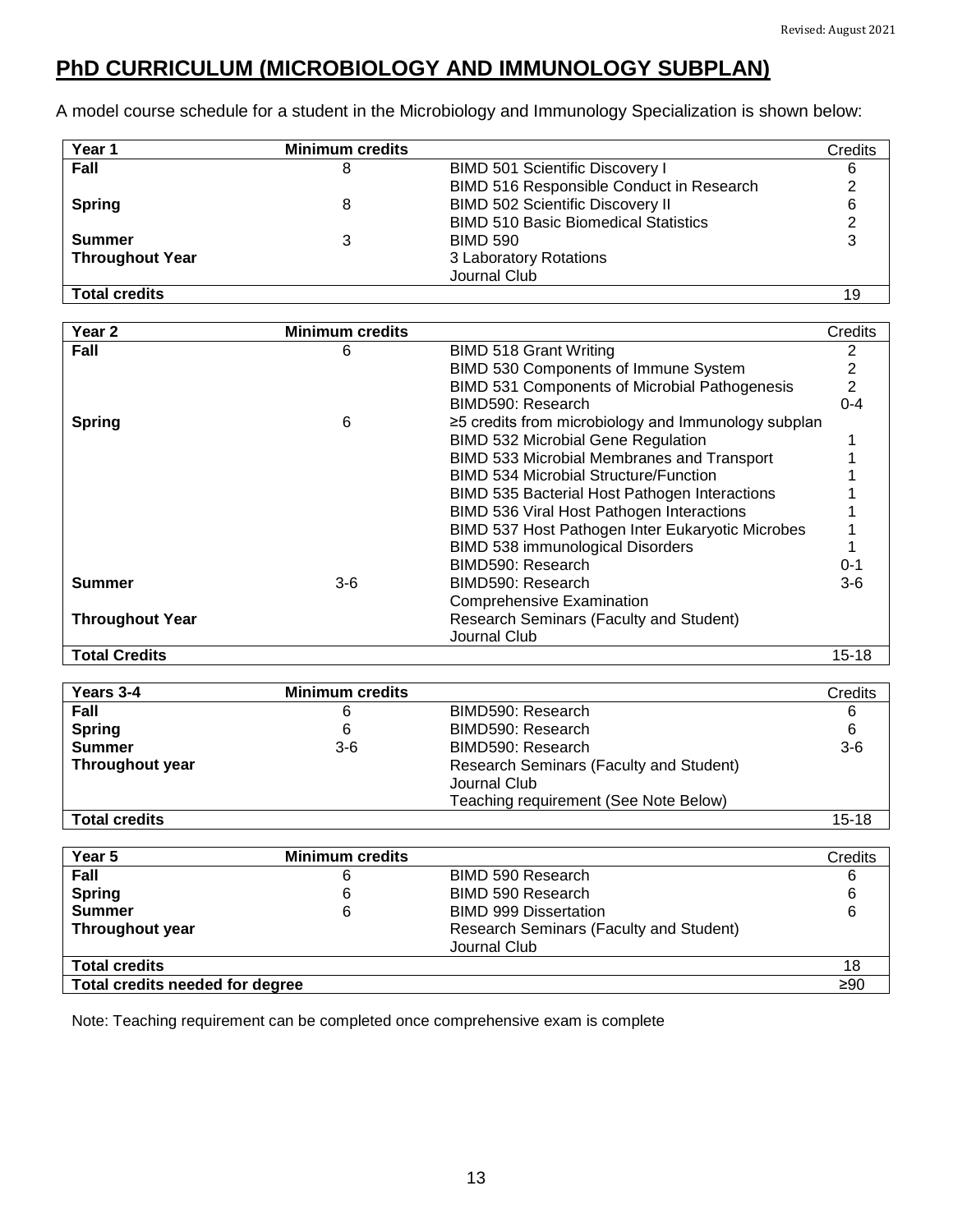# PhD CURRICULUM (MICROBIOLOGY AND IMMUNOLOGY SUBPLAN)

A model course schedule for a student in the Microbiology and Immunology Specialization is shown below:

| Year 1 | Minimum credits | | Credits |
|---|---|---|---|
| **Fall** | 8 | BIMD 501 Scientific Discovery I | 6 |
| | | BIMD 516 Responsible Conduct in Research | 2 |
| **Spring** | 8 | BIMD 502 Scientific Discovery II | 6 |
| | | BIMD 510 Basic Biomedical Statistics | 2 |
| **Summer** | 3 | BIMD 590 | 3 |
| **Throughout Year** | | 3 Laboratory Rotations | |
| | | Journal Club | |
| **Total credits** | | | 19 |

| Year 2 | Minimum credits | | Credits |
|---|---|---|---|
| **Fall** | 6 | BIMD 518 Grant Writing | 2 |
| | | BIMD 530 Components of Immune System | 2 |
| | | BIMD 531 Components of Microbial Pathogenesis | 2 |
| | | BIMD590: Research | 0-4 |
| **Spring** | 6 | ≥5 credits from microbiology and Immunology subplan | |
| | | BIMD 532 Microbial Gene Regulation | 1 |
| | | BIMD 533 Microbial Membranes and Transport | 1 |
| | | BIMD 534 Microbial Structure/Function | 1 |
| | | BIMD 535 Bacterial Host Pathogen Interactions | 1 |
| | | BIMD 536 Viral Host Pathogen Interactions | 1 |
| | | BIMD 537 Host Pathogen Inter Eukaryotic Microbes | 1 |
| | | BIMD 538 immunological Disorders | 1 |
| | | BIMD590: Research | 0-1 |
| **Summer** | 3-6 | BIMD590: Research | 3-6 |
| | | Comprehensive Examination | |
| **Throughout Year** | | Research Seminars (Faculty and Student) | |
| | | Journal Club | |
| **Total Credits** | | | 15-18 |

| Years 3-4 | Minimum credits | | Credits |
|---|---|---|---|
| **Fall** | 6 | BIMD590: Research | 6 |
| **Spring** | 6 | BIMD590: Research | 6 |
| **Summer** | 3-6 | BIMD590: Research | 3-6 |
| **Throughout year** | | Research Seminars (Faculty and Student) | |
| | | Journal Club | |
| | | Teaching requirement (See Note Below) | |
| **Total credits** | | | 15-18 |

| Year 5 | Minimum credits | | Credits |
|---|---|---|---|
| **Fall** | 6 | BIMD 590 Research | 6 |
| **Spring** | 6 | BIMD 590 Research | 6 |
| **Summer** | 6 | BIMD 999 Dissertation | 6 |
| **Throughout year** | | Research Seminars (Faculty and Student) | |
| | | Journal Club | |
| **Total credits** | | | 18 |
| **Total credits needed for degree** | | | ≥90 |

Note: Teaching requirement can be completed once comprehensive exam is complete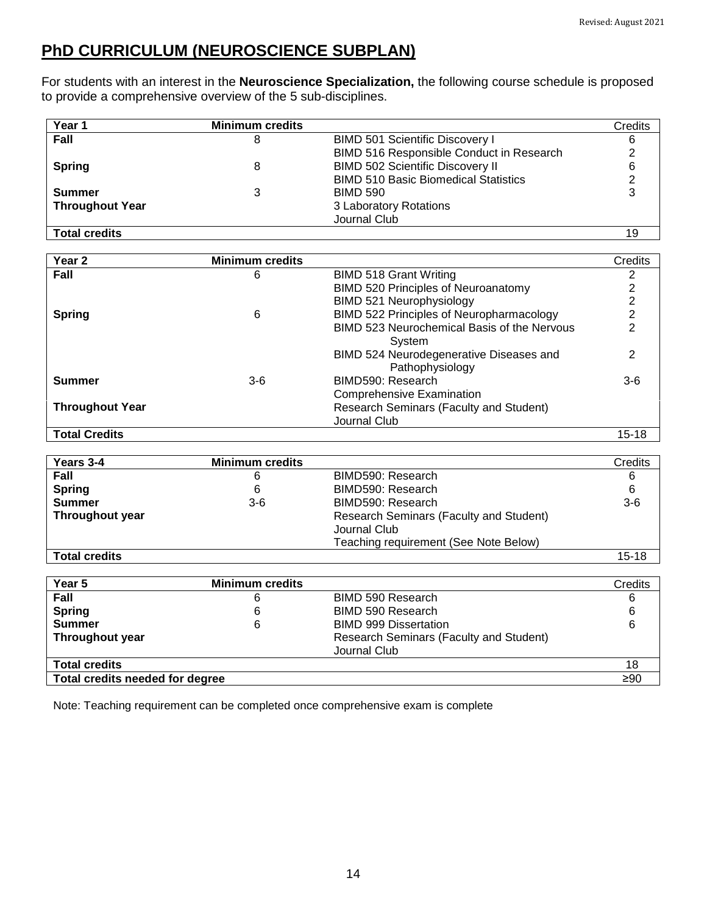## PhD CURRICULUM (NEUROSCIENCE SUBPLAN)

For students with an interest in the **Neuroscience Specialization,** the following course schedule is proposed to provide a comprehensive overview of the 5 sub-disciplines.

| Year 1 | Minimum credits | | Credits |
|---|---|---|---|
| **Fall** | 8 | BIMD 501 Scientific Discovery I | 6 |
| | | BIMD 516 Responsible Conduct in Research | 2 |
| **Spring** | 8 | BIMD 502 Scientific Discovery II | 6 |
| | | BIMD 510 Basic Biomedical Statistics | 2 |
| **Summer** | 3 | BIMD 590 | 3 |
| **Throughout Year** | | 3 Laboratory Rotations | |
| | | Journal Club | |
| **Total credits** | | | 19 |

| Year 2 | Minimum credits | | Credits |
|---|---|---|---|
| **Fall** | 6 | BIMD 518 Grant Writing | 2 |
| | | BIMD 520 Principles of Neuroanatomy | 2 |
| | | BIMD 521 Neurophysiology | 2 |
| **Spring** | 6 | BIMD 522 Principles of Neuropharmacology | 2 |
| | | BIMD 523 Neurochemical Basis of the Nervous System | 2 |
| | | BIMD 524 Neurodegenerative Diseases and Pathophysiology | 2 |
| **Summer** | 3-6 | BIMD590: Research | 3-6 |
| | | Comprehensive Examination | |
| **Throughout Year** | | Research Seminars (Faculty and Student) | |
| | | Journal Club | |
| **Total Credits** | | | 15-18 |

| Years 3-4 | Minimum credits | | Credits |
|---|---|---|---|
| **Fall** | 6 | BIMD590: Research | 6 |
| **Spring** | 6 | BIMD590: Research | 6 |
| **Summer** | 3-6 | BIMD590: Research | 3-6 |
| **Throughout year** | | Research Seminars (Faculty and Student) | |
| | | Journal Club | |
| | | Teaching requirement (See Note Below) | |
| **Total credits** | | | 15-18 |

| Year 5 | Minimum credits | | Credits |
|---|---|---|---|
| **Fall** | 6 | BIMD 590 Research | 6 |
| **Spring** | 6 | BIMD 590 Research | 6 |
| **Summer** | 6 | BIMD 999 Dissertation | 6 |
| **Throughout year** | | Research Seminars (Faculty and Student) | |
| | | Journal Club | |
| **Total credits** | | | 18 |
| **Total credits needed for degree** | | | ≥90 |

Note: Teaching requirement can be completed once comprehensive exam is complete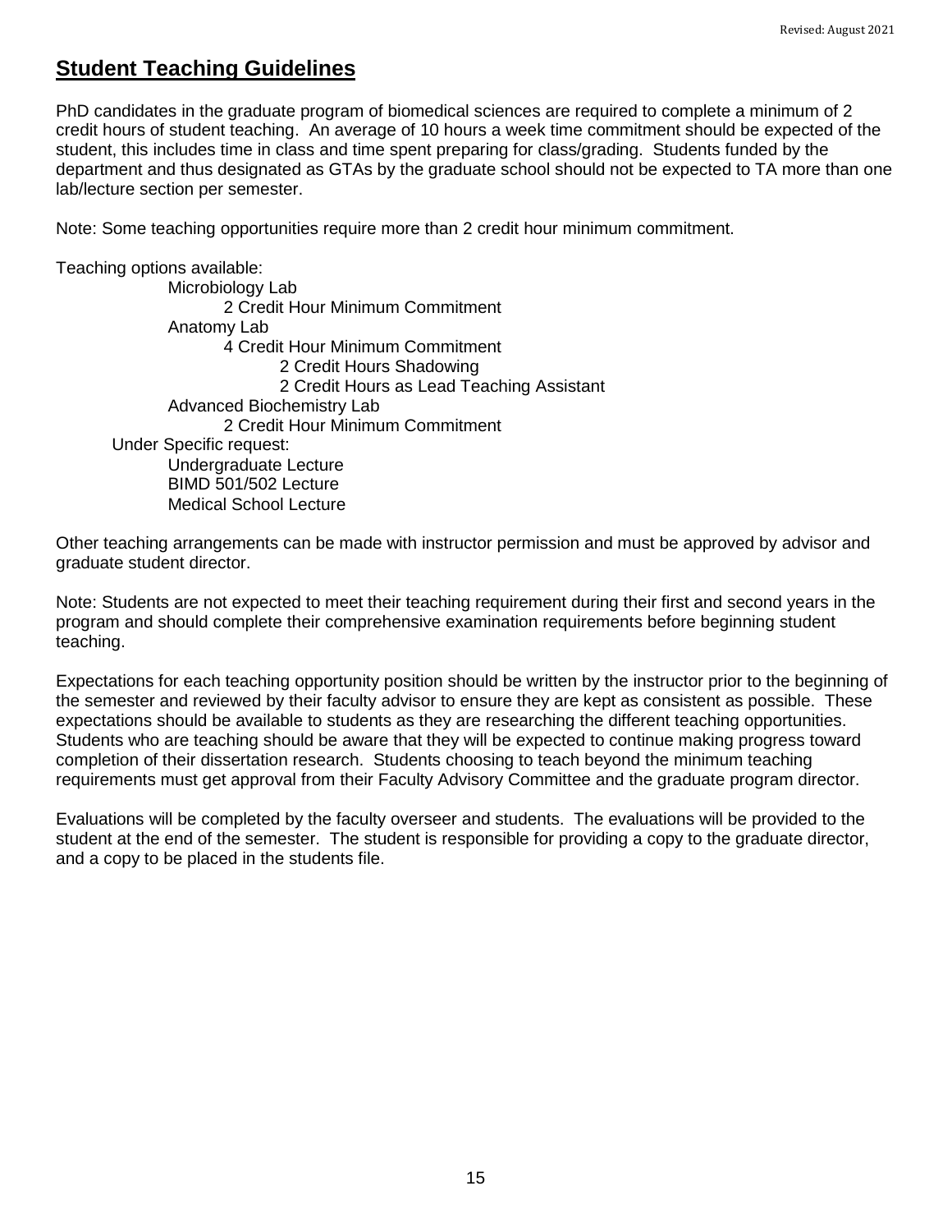## Student Teaching Guidelines

PhD candidates in the graduate program of biomedical sciences are required to complete a minimum of 2 credit hours of student teaching. An average of 10 hours a week time commitment should be expected of the student, this includes time in class and time spent preparing for class/grading. Students funded by the department and thus designated as GTAs by the graduate school should not be expected to TA more than one lab/lecture section per semester.

Note: Some teaching opportunities require more than 2 credit hour minimum commitment.

Teaching options available:

- Microbiology Lab
  - 2 Credit Hour Minimum Commitment
- Anatomy Lab
  - 4 Credit Hour Minimum Commitment
    - 2 Credit Hours Shadowing
    - 2 Credit Hours as Lead Teaching Assistant
- Advanced Biochemistry Lab
  - 2 Credit Hour Minimum Commitment

Under Specific request:

- Undergraduate Lecture
- BIMD 501/502 Lecture
- Medical School Lecture

Other teaching arrangements can be made with instructor permission and must be approved by advisor and graduate student director.

Note: Students are not expected to meet their teaching requirement during their first and second years in the program and should complete their comprehensive examination requirements before beginning student teaching.

Expectations for each teaching opportunity position should be written by the instructor prior to the beginning of the semester and reviewed by their faculty advisor to ensure they are kept as consistent as possible. These expectations should be available to students as they are researching the different teaching opportunities. Students who are teaching should be aware that they will be expected to continue making progress toward completion of their dissertation research. Students choosing to teach beyond the minimum teaching requirements must get approval from their Faculty Advisory Committee and the graduate program director.

Evaluations will be completed by the faculty overseer and students. The evaluations will be provided to the student at the end of the semester. The student is responsible for providing a copy to the graduate director, and a copy to be placed in the students file.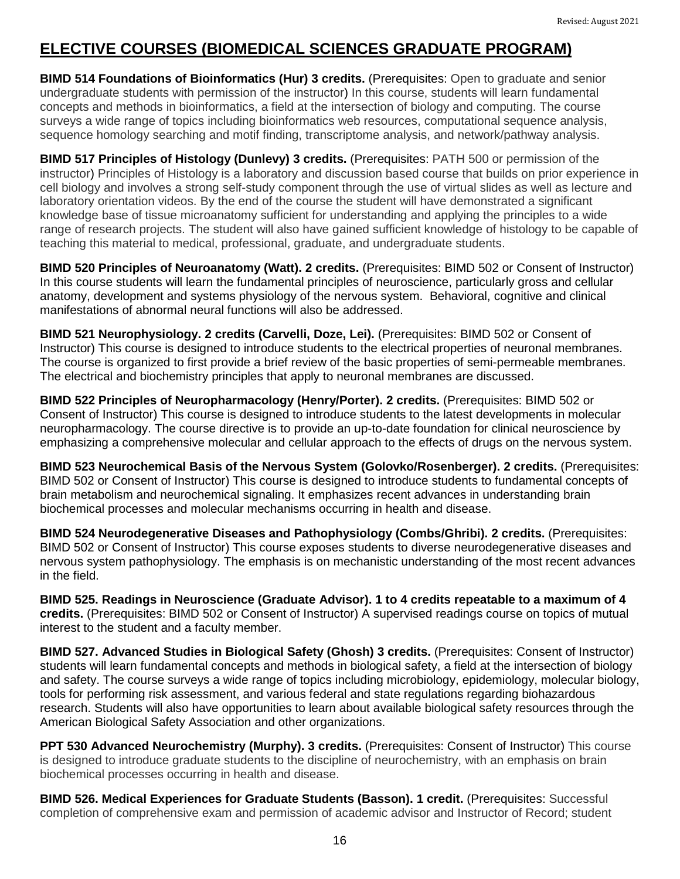# ELECTIVE COURSES (BIOMEDICAL SCIENCES GRADUATE PROGRAM)

**BIMD 514 Foundations of Bioinformatics (Hur) 3 credits.** (Prerequisites: Open to graduate and senior undergraduate students with permission of the instructor) In this course, students will learn fundamental concepts and methods in bioinformatics, a field at the intersection of biology and computing. The course surveys a wide range of topics including bioinformatics web resources, computational sequence analysis, sequence homology searching and motif finding, transcriptome analysis, and network/pathway analysis.

**BIMD 517 Principles of Histology (Dunlevy) 3 credits.** (Prerequisites: PATH 500 or permission of the instructor) Principles of Histology is a laboratory and discussion based course that builds on prior experience in cell biology and involves a strong self-study component through the use of virtual slides as well as lecture and laboratory orientation videos. By the end of the course the student will have demonstrated a significant knowledge base of tissue microanatomy sufficient for understanding and applying the principles to a wide range of research projects. The student will also have gained sufficient knowledge of histology to be capable of teaching this material to medical, professional, graduate, and undergraduate students.

**BIMD 520 Principles of Neuroanatomy (Watt). 2 credits.** (Prerequisites: BIMD 502 or Consent of Instructor) In this course students will learn the fundamental principles of neuroscience, particularly gross and cellular anatomy, development and systems physiology of the nervous system. Behavioral, cognitive and clinical manifestations of abnormal neural functions will also be addressed.

**BIMD 521 Neurophysiology. 2 credits (Carvelli, Doze, Lei).** (Prerequisites: BIMD 502 or Consent of Instructor) This course is designed to introduce students to the electrical properties of neuronal membranes. The course is organized to first provide a brief review of the basic properties of semi-permeable membranes. The electrical and biochemistry principles that apply to neuronal membranes are discussed.

**BIMD 522 Principles of Neuropharmacology (Henry/Porter). 2 credits.** (Prerequisites: BIMD 502 or Consent of Instructor) This course is designed to introduce students to the latest developments in molecular neuropharmacology. The course directive is to provide an up-to-date foundation for clinical neuroscience by emphasizing a comprehensive molecular and cellular approach to the effects of drugs on the nervous system.

**BIMD 523 Neurochemical Basis of the Nervous System (Golovko/Rosenberger). 2 credits.** (Prerequisites: BIMD 502 or Consent of Instructor) This course is designed to introduce students to fundamental concepts of brain metabolism and neurochemical signaling. It emphasizes recent advances in understanding brain biochemical processes and molecular mechanisms occurring in health and disease.

**BIMD 524 Neurodegenerative Diseases and Pathophysiology (Combs/Ghribi). 2 credits.** (Prerequisites: BIMD 502 or Consent of Instructor) This course exposes students to diverse neurodegenerative diseases and nervous system pathophysiology. The emphasis is on mechanistic understanding of the most recent advances in the field.

**BIMD 525. Readings in Neuroscience (Graduate Advisor). 1 to 4 credits repeatable to a maximum of 4 credits.** (Prerequisites: BIMD 502 or Consent of Instructor) A supervised readings course on topics of mutual interest to the student and a faculty member.

**BIMD 527. Advanced Studies in Biological Safety (Ghosh) 3 credits.** (Prerequisites: Consent of Instructor) students will learn fundamental concepts and methods in biological safety, a field at the intersection of biology and safety. The course surveys a wide range of topics including microbiology, epidemiology, molecular biology, tools for performing risk assessment, and various federal and state regulations regarding biohazardous research. Students will also have opportunities to learn about available biological safety resources through the American Biological Safety Association and other organizations.

**PPT 530 Advanced Neurochemistry (Murphy). 3 credits.** (Prerequisites: Consent of Instructor) This course is designed to introduce graduate students to the discipline of neurochemistry, with an emphasis on brain biochemical processes occurring in health and disease.

**BIMD 526. Medical Experiences for Graduate Students (Basson). 1 credit.** (Prerequisites: Successful completion of comprehensive exam and permission of academic advisor and Instructor of Record; student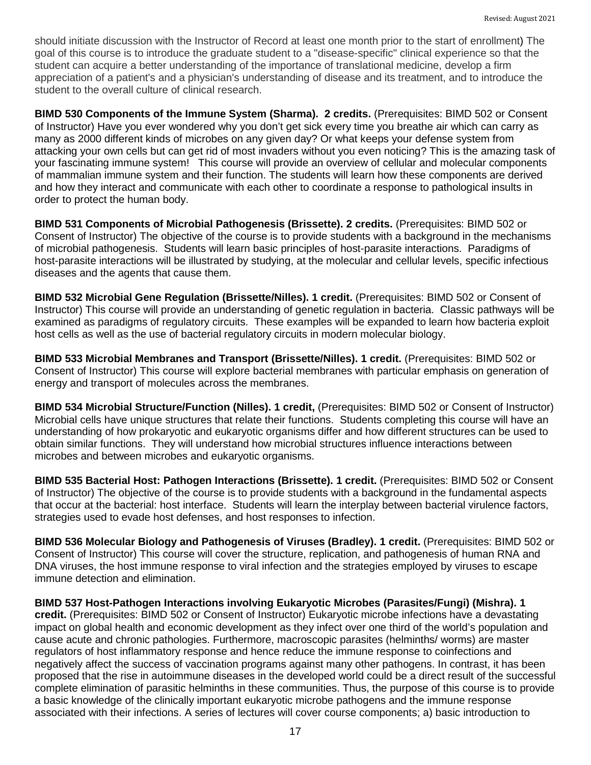should initiate discussion with the Instructor of Record at least one month prior to the start of enrollment) The goal of this course is to introduce the graduate student to a "disease-specific" clinical experience so that the student can acquire a better understanding of the importance of translational medicine, develop a firm appreciation of a patient's and a physician's understanding of disease and its treatment, and to introduce the student to the overall culture of clinical research.

**BIMD 530 Components of the Immune System (Sharma). 2 credits.** (Prerequisites: BIMD 502 or Consent of Instructor) Have you ever wondered why you don't get sick every time you breathe air which can carry as many as 2000 different kinds of microbes on any given day? Or what keeps your defense system from attacking your own cells but can get rid of most invaders without you even noticing? This is the amazing task of your fascinating immune system! This course will provide an overview of cellular and molecular components of mammalian immune system and their function. The students will learn how these components are derived and how they interact and communicate with each other to coordinate a response to pathological insults in order to protect the human body.

**BIMD 531 Components of Microbial Pathogenesis (Brissette). 2 credits.** (Prerequisites: BIMD 502 or Consent of Instructor) The objective of the course is to provide students with a background in the mechanisms of microbial pathogenesis. Students will learn basic principles of host-parasite interactions. Paradigms of host-parasite interactions will be illustrated by studying, at the molecular and cellular levels, specific infectious diseases and the agents that cause them.

**BIMD 532 Microbial Gene Regulation (Brissette/Nilles). 1 credit.** (Prerequisites: BIMD 502 or Consent of Instructor) This course will provide an understanding of genetic regulation in bacteria. Classic pathways will be examined as paradigms of regulatory circuits. These examples will be expanded to learn how bacteria exploit host cells as well as the use of bacterial regulatory circuits in modern molecular biology.

**BIMD 533 Microbial Membranes and Transport (Brissette/Nilles). 1 credit.** (Prerequisites: BIMD 502 or Consent of Instructor) This course will explore bacterial membranes with particular emphasis on generation of energy and transport of molecules across the membranes.

**BIMD 534 Microbial Structure/Function (Nilles). 1 credit,** (Prerequisites: BIMD 502 or Consent of Instructor) Microbial cells have unique structures that relate their functions. Students completing this course will have an understanding of how prokaryotic and eukaryotic organisms differ and how different structures can be used to obtain similar functions. They will understand how microbial structures influence interactions between microbes and between microbes and eukaryotic organisms.

**BIMD 535 Bacterial Host: Pathogen Interactions (Brissette). 1 credit.** (Prerequisites: BIMD 502 or Consent of Instructor) The objective of the course is to provide students with a background in the fundamental aspects that occur at the bacterial: host interface. Students will learn the interplay between bacterial virulence factors, strategies used to evade host defenses, and host responses to infection.

**BIMD 536 Molecular Biology and Pathogenesis of Viruses (Bradley). 1 credit.** (Prerequisites: BIMD 502 or Consent of Instructor) This course will cover the structure, replication, and pathogenesis of human RNA and DNA viruses, the host immune response to viral infection and the strategies employed by viruses to escape immune detection and elimination.

**BIMD 537 Host-Pathogen Interactions involving Eukaryotic Microbes (Parasites/Fungi) (Mishra). 1 credit.** (Prerequisites: BIMD 502 or Consent of Instructor) Eukaryotic microbe infections have a devastating impact on global health and economic development as they infect over one third of the world's population and cause acute and chronic pathologies. Furthermore, macroscopic parasites (helminths/ worms) are master regulators of host inflammatory response and hence reduce the immune response to coinfections and negatively affect the success of vaccination programs against many other pathogens. In contrast, it has been proposed that the rise in autoimmune diseases in the developed world could be a direct result of the successful complete elimination of parasitic helminths in these communities. Thus, the purpose of this course is to provide a basic knowledge of the clinically important eukaryotic microbe pathogens and the immune response associated with their infections. A series of lectures will cover course components; a) basic introduction to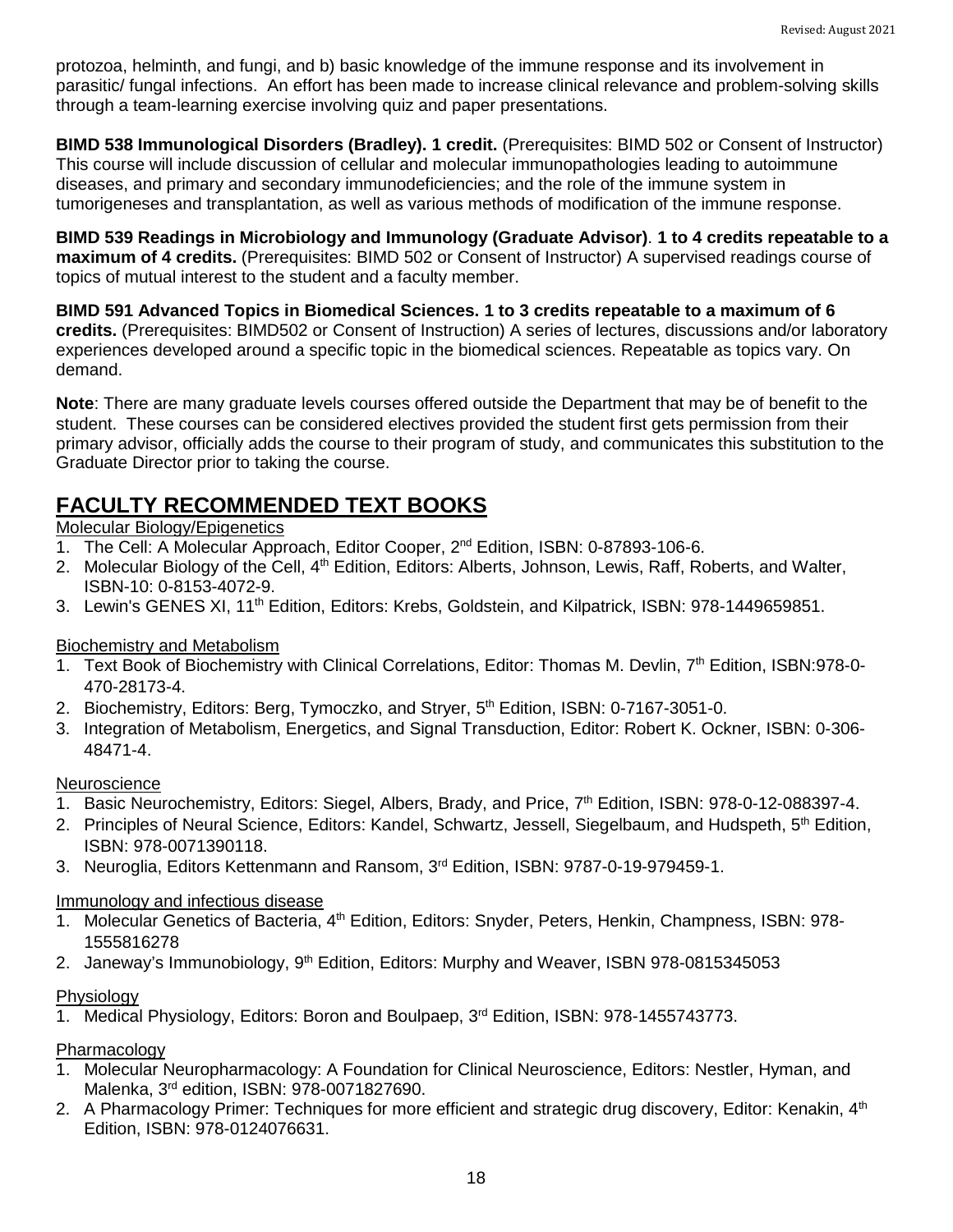protozoa, helminth, and fungi, and b) basic knowledge of the immune response and its involvement in parasitic/ fungal infections. An effort has been made to increase clinical relevance and problem-solving skills through a team-learning exercise involving quiz and paper presentations.

**BIMD 538 Immunological Disorders (Bradley). 1 credit.** (Prerequisites: BIMD 502 or Consent of Instructor) This course will include discussion of cellular and molecular immunopathologies leading to autoimmune diseases, and primary and secondary immunodeficiencies; and the role of the immune system in tumorigeneses and transplantation, as well as various methods of modification of the immune response.

**BIMD 539 Readings in Microbiology and Immunology (Graduate Advisor)**. **1 to 4 credits repeatable to a maximum of 4 credits.** (Prerequisites: BIMD 502 or Consent of Instructor) A supervised readings course of topics of mutual interest to the student and a faculty member.

**BIMD 591 Advanced Topics in Biomedical Sciences. 1 to 3 credits repeatable to a maximum of 6 credits.** (Prerequisites: BIMD502 or Consent of Instruction) A series of lectures, discussions and/or laboratory experiences developed around a specific topic in the biomedical sciences. Repeatable as topics vary. On demand.

**Note**: There are many graduate levels courses offered outside the Department that may be of benefit to the student. These courses can be considered electives provided the student first gets permission from their primary advisor, officially adds the course to their program of study, and communicates this substitution to the Graduate Director prior to taking the course.

## FACULTY RECOMMENDED TEXT BOOKS

Molecular Biology/Epigenetics

1. The Cell: A Molecular Approach, Editor Cooper, 2nd Edition, ISBN: 0-87893-106-6.
2. Molecular Biology of the Cell, 4th Edition, Editors: Alberts, Johnson, Lewis, Raff, Roberts, and Walter, ISBN-10: 0-8153-4072-9.
3. Lewin's GENES XI, 11th Edition, Editors: Krebs, Goldstein, and Kilpatrick, ISBN: 978-1449659851.

Biochemistry and Metabolism

1. Text Book of Biochemistry with Clinical Correlations, Editor: Thomas M. Devlin, 7th Edition, ISBN:978-0-470-28173-4.
2. Biochemistry, Editors: Berg, Tymoczko, and Stryer, 5th Edition, ISBN: 0-7167-3051-0.
3. Integration of Metabolism, Energetics, and Signal Transduction, Editor: Robert K. Ockner, ISBN: 0-306-48471-4.

Neuroscience

1. Basic Neurochemistry, Editors: Siegel, Albers, Brady, and Price, 7th Edition, ISBN: 978-0-12-088397-4.
2. Principles of Neural Science, Editors: Kandel, Schwartz, Jessell, Siegelbaum, and Hudspeth, 5th Edition, ISBN: 978-0071390118.
3. Neuroglia, Editors Kettenmann and Ransom, 3rd Edition, ISBN: 9787-0-19-979459-1.

Immunology and infectious disease

1. Molecular Genetics of Bacteria, 4th Edition, Editors: Snyder, Peters, Henkin, Champness, ISBN: 978-1555816278
2. Janeway's Immunobiology, 9th Edition, Editors: Murphy and Weaver, ISBN 978-0815345053

Physiology

1. Medical Physiology, Editors: Boron and Boulpaep, 3rd Edition, ISBN: 978-1455743773.

Pharmacology

1. Molecular Neuropharmacology: A Foundation for Clinical Neuroscience, Editors: Nestler, Hyman, and Malenka, 3rd edition, ISBN: 978-0071827690.
2. A Pharmacology Primer: Techniques for more efficient and strategic drug discovery, Editor: Kenakin, 4th Edition, ISBN: 978-0124076631.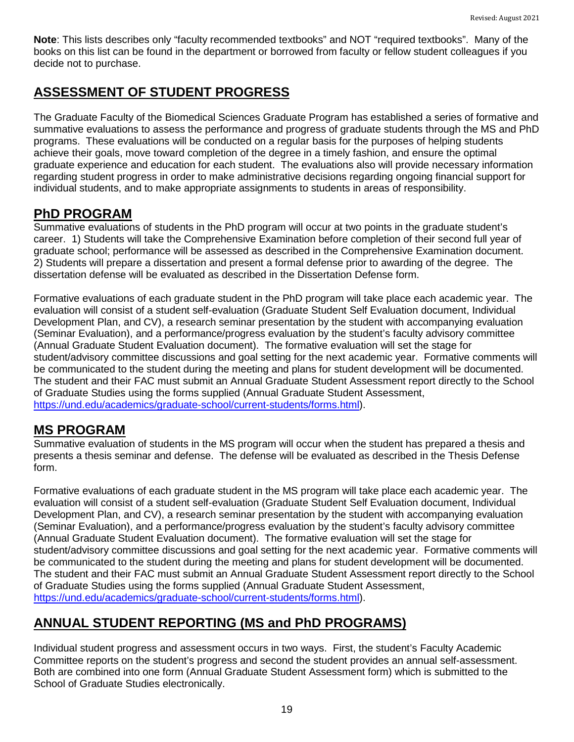**Note**: This lists describes only "faculty recommended textbooks" and NOT "required textbooks". Many of the books on this list can be found in the department or borrowed from faculty or fellow student colleagues if you decide not to purchase.

## ASSESSMENT OF STUDENT PROGRESS

The Graduate Faculty of the Biomedical Sciences Graduate Program has established a series of formative and summative evaluations to assess the performance and progress of graduate students through the MS and PhD programs. These evaluations will be conducted on a regular basis for the purposes of helping students achieve their goals, move toward completion of the degree in a timely fashion, and ensure the optimal graduate experience and education for each student. The evaluations also will provide necessary information regarding student progress in order to make administrative decisions regarding ongoing financial support for individual students, and to make appropriate assignments to students in areas of responsibility.

## PhD PROGRAM

Summative evaluations of students in the PhD program will occur at two points in the graduate student's career. 1) Students will take the Comprehensive Examination before completion of their second full year of graduate school; performance will be assessed as described in the Comprehensive Examination document. 2) Students will prepare a dissertation and present a formal defense prior to awarding of the degree. The dissertation defense will be evaluated as described in the Dissertation Defense form.

Formative evaluations of each graduate student in the PhD program will take place each academic year. The evaluation will consist of a student self-evaluation (Graduate Student Self Evaluation document, Individual Development Plan, and CV), a research seminar presentation by the student with accompanying evaluation (Seminar Evaluation), and a performance/progress evaluation by the student's faculty advisory committee (Annual Graduate Student Evaluation document). The formative evaluation will set the stage for student/advisory committee discussions and goal setting for the next academic year. Formative comments will be communicated to the student during the meeting and plans for student development will be documented. The student and their FAC must submit an Annual Graduate Student Assessment report directly to the School of Graduate Studies using the forms supplied (Annual Graduate Student Assessment, https://und.edu/academics/graduate-school/current-students/forms.html).

## MS PROGRAM

Summative evaluation of students in the MS program will occur when the student has prepared a thesis and presents a thesis seminar and defense. The defense will be evaluated as described in the Thesis Defense form.

Formative evaluations of each graduate student in the MS program will take place each academic year. The evaluation will consist of a student self-evaluation (Graduate Student Self Evaluation document, Individual Development Plan, and CV), a research seminar presentation by the student with accompanying evaluation (Seminar Evaluation), and a performance/progress evaluation by the student's faculty advisory committee (Annual Graduate Student Evaluation document). The formative evaluation will set the stage for student/advisory committee discussions and goal setting for the next academic year. Formative comments will be communicated to the student during the meeting and plans for student development will be documented. The student and their FAC must submit an Annual Graduate Student Assessment report directly to the School of Graduate Studies using the forms supplied (Annual Graduate Student Assessment, https://und.edu/academics/graduate-school/current-students/forms.html).

## ANNUAL STUDENT REPORTING (MS and PhD PROGRAMS)

Individual student progress and assessment occurs in two ways. First, the student's Faculty Academic Committee reports on the student's progress and second the student provides an annual self-assessment. Both are combined into one form (Annual Graduate Student Assessment form) which is submitted to the School of Graduate Studies electronically.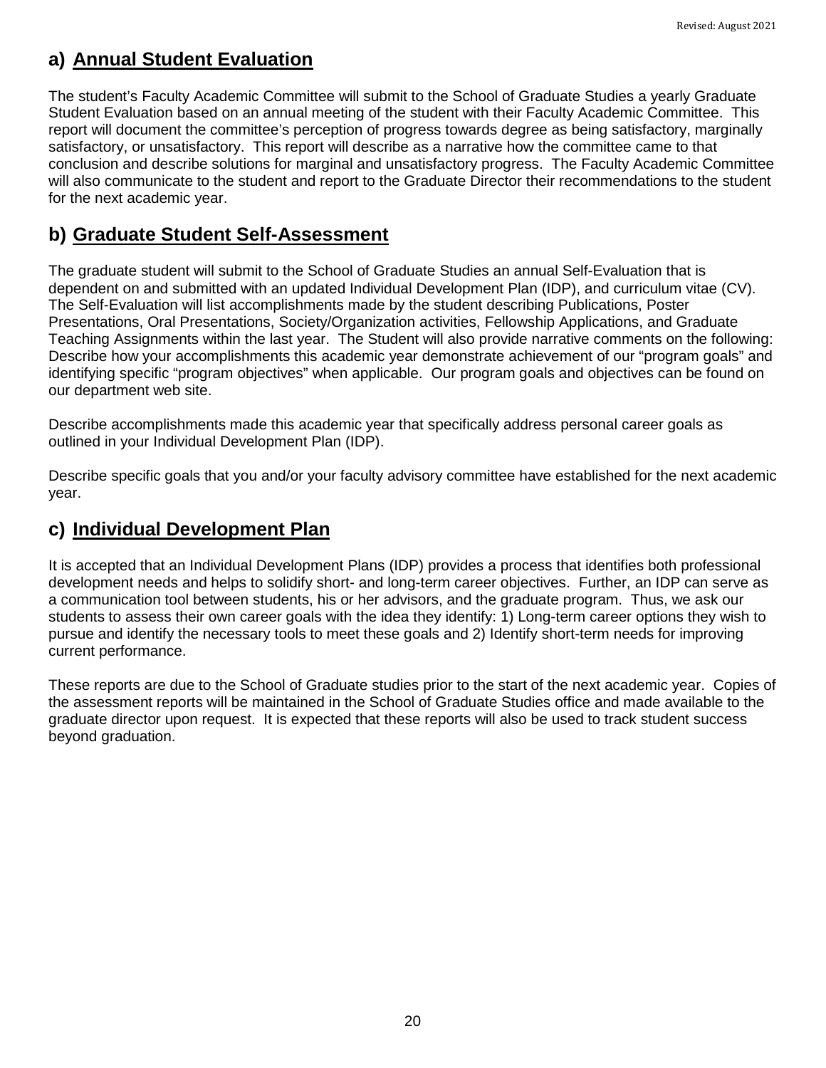## a) Annual Student Evaluation

The student's Faculty Academic Committee will submit to the School of Graduate Studies a yearly Graduate Student Evaluation based on an annual meeting of the student with their Faculty Academic Committee. This report will document the committee's perception of progress towards degree as being satisfactory, marginally satisfactory, or unsatisfactory. This report will describe as a narrative how the committee came to that conclusion and describe solutions for marginal and unsatisfactory progress. The Faculty Academic Committee will also communicate to the student and report to the Graduate Director their recommendations to the student for the next academic year.

## b) Graduate Student Self-Assessment

The graduate student will submit to the School of Graduate Studies an annual Self-Evaluation that is dependent on and submitted with an updated Individual Development Plan (IDP), and curriculum vitae (CV). The Self-Evaluation will list accomplishments made by the student describing Publications, Poster Presentations, Oral Presentations, Society/Organization activities, Fellowship Applications, and Graduate Teaching Assignments within the last year. The Student will also provide narrative comments on the following: Describe how your accomplishments this academic year demonstrate achievement of our "program goals" and identifying specific "program objectives" when applicable. Our program goals and objectives can be found on our department web site.

Describe accomplishments made this academic year that specifically address personal career goals as outlined in your Individual Development Plan (IDP).

Describe specific goals that you and/or your faculty advisory committee have established for the next academic year.

## c) Individual Development Plan

It is accepted that an Individual Development Plans (IDP) provides a process that identifies both professional development needs and helps to solidify short- and long-term career objectives. Further, an IDP can serve as a communication tool between students, his or her advisors, and the graduate program. Thus, we ask our students to assess their own career goals with the idea they identify: 1) Long-term career options they wish to pursue and identify the necessary tools to meet these goals and 2) Identify short-term needs for improving current performance.

These reports are due to the School of Graduate studies prior to the start of the next academic year. Copies of the assessment reports will be maintained in the School of Graduate Studies office and made available to the graduate director upon request. It is expected that these reports will also be used to track student success beyond graduation.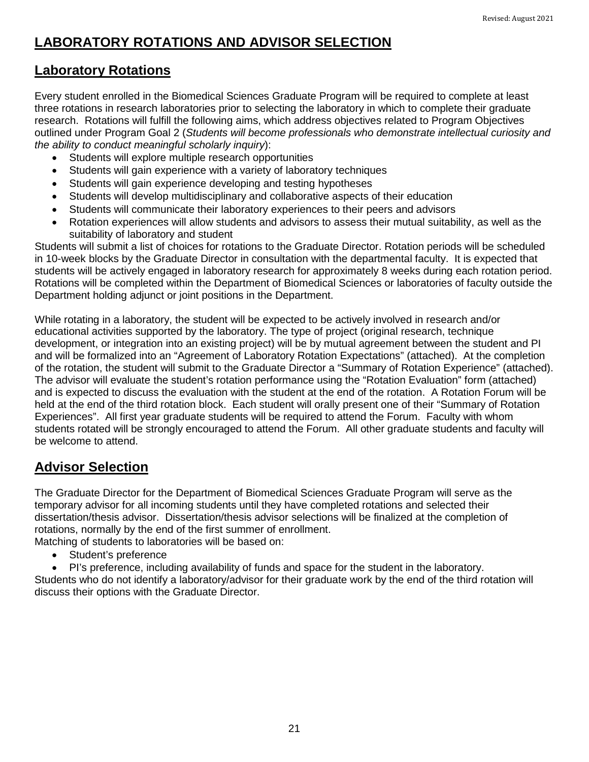# LABORATORY ROTATIONS AND ADVISOR SELECTION

## Laboratory Rotations

Every student enrolled in the Biomedical Sciences Graduate Program will be required to complete at least three rotations in research laboratories prior to selecting the laboratory in which to complete their graduate research. Rotations will fulfill the following aims, which address objectives related to Program Objectives outlined under Program Goal 2 (*Students will become professionals who demonstrate intellectual curiosity and the ability to conduct meaningful scholarly inquiry*):

- Students will explore multiple research opportunities
- Students will gain experience with a variety of laboratory techniques
- Students will gain experience developing and testing hypotheses
- Students will develop multidisciplinary and collaborative aspects of their education
- Students will communicate their laboratory experiences to their peers and advisors
- Rotation experiences will allow students and advisors to assess their mutual suitability, as well as the suitability of laboratory and student

Students will submit a list of choices for rotations to the Graduate Director. Rotation periods will be scheduled in 10-week blocks by the Graduate Director in consultation with the departmental faculty. It is expected that students will be actively engaged in laboratory research for approximately 8 weeks during each rotation period. Rotations will be completed within the Department of Biomedical Sciences or laboratories of faculty outside the Department holding adjunct or joint positions in the Department.

While rotating in a laboratory, the student will be expected to be actively involved in research and/or educational activities supported by the laboratory. The type of project (original research, technique development, or integration into an existing project) will be by mutual agreement between the student and PI and will be formalized into an "Agreement of Laboratory Rotation Expectations" (attached). At the completion of the rotation, the student will submit to the Graduate Director a "Summary of Rotation Experience" (attached). The advisor will evaluate the student's rotation performance using the "Rotation Evaluation" form (attached) and is expected to discuss the evaluation with the student at the end of the rotation. A Rotation Forum will be held at the end of the third rotation block. Each student will orally present one of their "Summary of Rotation Experiences". All first year graduate students will be required to attend the Forum. Faculty with whom students rotated will be strongly encouraged to attend the Forum. All other graduate students and faculty will be welcome to attend.

## Advisor Selection

The Graduate Director for the Department of Biomedical Sciences Graduate Program will serve as the temporary advisor for all incoming students until they have completed rotations and selected their dissertation/thesis advisor. Dissertation/thesis advisor selections will be finalized at the completion of rotations, normally by the end of the first summer of enrollment.

Matching of students to laboratories will be based on:

- Student's preference
- PI's preference, including availability of funds and space for the student in the laboratory.

Students who do not identify a laboratory/advisor for their graduate work by the end of the third rotation will discuss their options with the Graduate Director.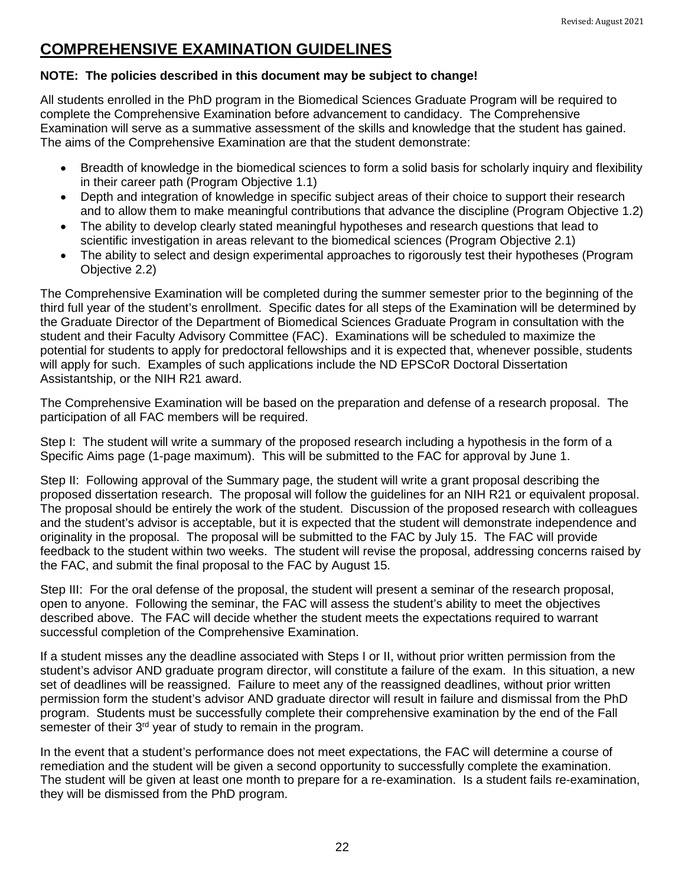# COMPREHENSIVE EXAMINATION GUIDELINES

**NOTE: The policies described in this document may be subject to change!**

All students enrolled in the PhD program in the Biomedical Sciences Graduate Program will be required to complete the Comprehensive Examination before advancement to candidacy. The Comprehensive Examination will serve as a summative assessment of the skills and knowledge that the student has gained. The aims of the Comprehensive Examination are that the student demonstrate:

- Breadth of knowledge in the biomedical sciences to form a solid basis for scholarly inquiry and flexibility in their career path (Program Objective 1.1)
- Depth and integration of knowledge in specific subject areas of their choice to support their research and to allow them to make meaningful contributions that advance the discipline (Program Objective 1.2)
- The ability to develop clearly stated meaningful hypotheses and research questions that lead to scientific investigation in areas relevant to the biomedical sciences (Program Objective 2.1)
- The ability to select and design experimental approaches to rigorously test their hypotheses (Program Objective 2.2)

The Comprehensive Examination will be completed during the summer semester prior to the beginning of the third full year of the student's enrollment. Specific dates for all steps of the Examination will be determined by the Graduate Director of the Department of Biomedical Sciences Graduate Program in consultation with the student and their Faculty Advisory Committee (FAC). Examinations will be scheduled to maximize the potential for students to apply for predoctoral fellowships and it is expected that, whenever possible, students will apply for such. Examples of such applications include the ND EPSCoR Doctoral Dissertation Assistantship, or the NIH R21 award.

The Comprehensive Examination will be based on the preparation and defense of a research proposal. The participation of all FAC members will be required.

Step I: The student will write a summary of the proposed research including a hypothesis in the form of a Specific Aims page (1-page maximum). This will be submitted to the FAC for approval by June 1.

Step II: Following approval of the Summary page, the student will write a grant proposal describing the proposed dissertation research. The proposal will follow the guidelines for an NIH R21 or equivalent proposal. The proposal should be entirely the work of the student. Discussion of the proposed research with colleagues and the student's advisor is acceptable, but it is expected that the student will demonstrate independence and originality in the proposal. The proposal will be submitted to the FAC by July 15. The FAC will provide feedback to the student within two weeks. The student will revise the proposal, addressing concerns raised by the FAC, and submit the final proposal to the FAC by August 15.

Step III: For the oral defense of the proposal, the student will present a seminar of the research proposal, open to anyone. Following the seminar, the FAC will assess the student's ability to meet the objectives described above. The FAC will decide whether the student meets the expectations required to warrant successful completion of the Comprehensive Examination.

If a student misses any the deadline associated with Steps I or II, without prior written permission from the student's advisor AND graduate program director, will constitute a failure of the exam. In this situation, a new set of deadlines will be reassigned. Failure to meet any of the reassigned deadlines, without prior written permission form the student's advisor AND graduate director will result in failure and dismissal from the PhD program. Students must be successfully complete their comprehensive examination by the end of the Fall semester of their 3rd year of study to remain in the program.

In the event that a student's performance does not meet expectations, the FAC will determine a course of remediation and the student will be given a second opportunity to successfully complete the examination. The student will be given at least one month to prepare for a re-examination. Is a student fails re-examination, they will be dismissed from the PhD program.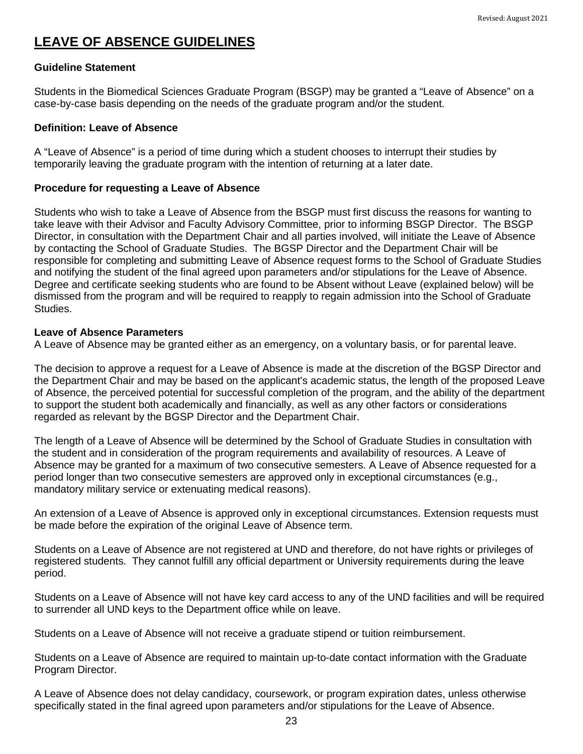# LEAVE OF ABSENCE GUIDELINES

**Guideline Statement**

Students in the Biomedical Sciences Graduate Program (BSGP) may be granted a "Leave of Absence" on a case-by-case basis depending on the needs of the graduate program and/or the student.

**Definition: Leave of Absence**

A "Leave of Absence" is a period of time during which a student chooses to interrupt their studies by temporarily leaving the graduate program with the intention of returning at a later date.

**Procedure for requesting a Leave of Absence**

Students who wish to take a Leave of Absence from the BSGP must first discuss the reasons for wanting to take leave with their Advisor and Faculty Advisory Committee, prior to informing BSGP Director. The BSGP Director, in consultation with the Department Chair and all parties involved, will initiate the Leave of Absence by contacting the School of Graduate Studies. The BGSP Director and the Department Chair will be responsible for completing and submitting Leave of Absence request forms to the School of Graduate Studies and notifying the student of the final agreed upon parameters and/or stipulations for the Leave of Absence. Degree and certificate seeking students who are found to be Absent without Leave (explained below) will be dismissed from the program and will be required to reapply to regain admission into the School of Graduate Studies.

**Leave of Absence Parameters**

A Leave of Absence may be granted either as an emergency, on a voluntary basis, or for parental leave.

The decision to approve a request for a Leave of Absence is made at the discretion of the BGSP Director and the Department Chair and may be based on the applicant's academic status, the length of the proposed Leave of Absence, the perceived potential for successful completion of the program, and the ability of the department to support the student both academically and financially, as well as any other factors or considerations regarded as relevant by the BGSP Director and the Department Chair.

The length of a Leave of Absence will be determined by the School of Graduate Studies in consultation with the student and in consideration of the program requirements and availability of resources. A Leave of Absence may be granted for a maximum of two consecutive semesters. A Leave of Absence requested for a period longer than two consecutive semesters are approved only in exceptional circumstances (e.g., mandatory military service or extenuating medical reasons).

An extension of a Leave of Absence is approved only in exceptional circumstances. Extension requests must be made before the expiration of the original Leave of Absence term.

Students on a Leave of Absence are not registered at UND and therefore, do not have rights or privileges of registered students. They cannot fulfill any official department or University requirements during the leave period.

Students on a Leave of Absence will not have key card access to any of the UND facilities and will be required to surrender all UND keys to the Department office while on leave.

Students on a Leave of Absence will not receive a graduate stipend or tuition reimbursement.

Students on a Leave of Absence are required to maintain up-to-date contact information with the Graduate Program Director.

A Leave of Absence does not delay candidacy, coursework, or program expiration dates, unless otherwise specifically stated in the final agreed upon parameters and/or stipulations for the Leave of Absence.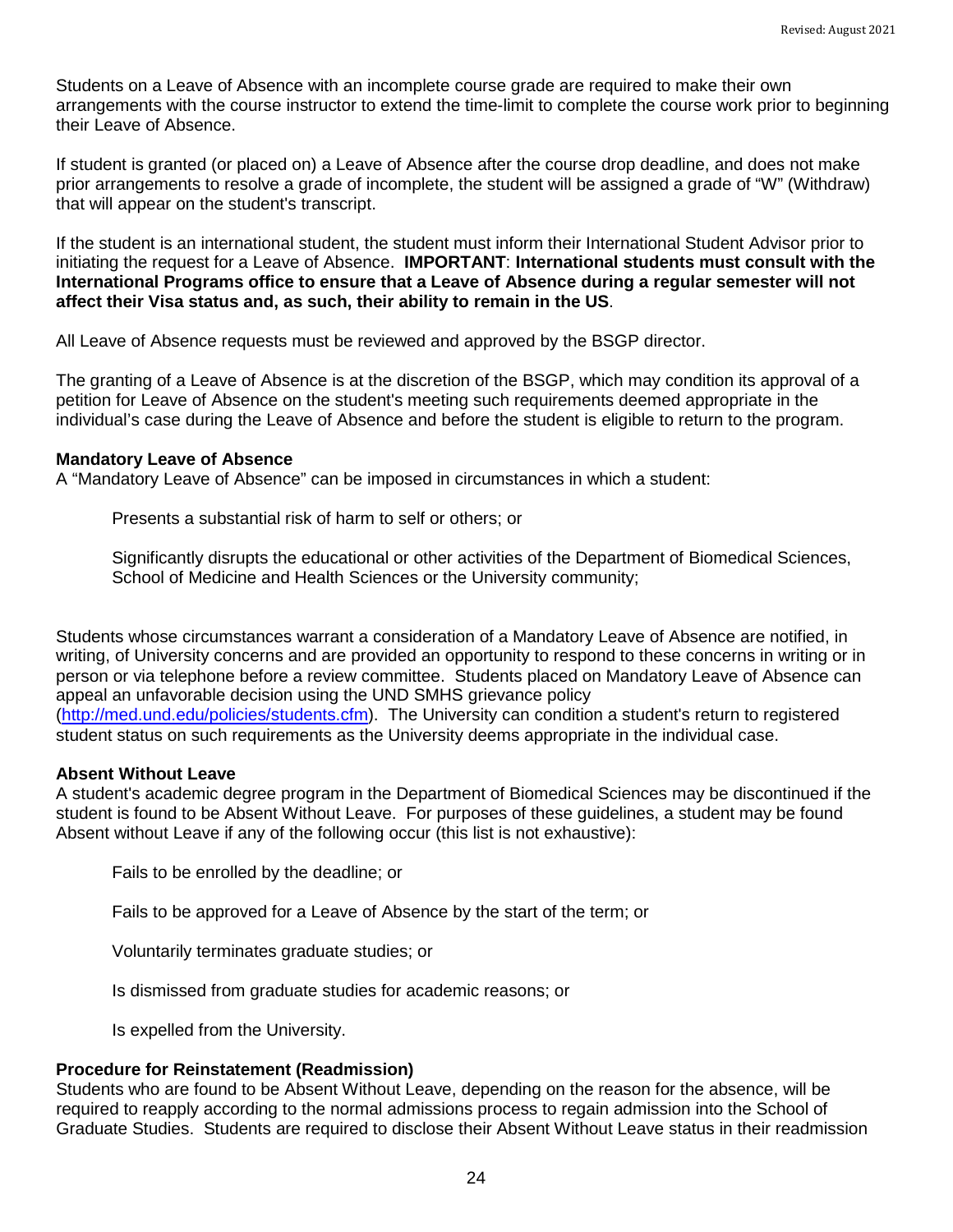Students on a Leave of Absence with an incomplete course grade are required to make their own arrangements with the course instructor to extend the time-limit to complete the course work prior to beginning their Leave of Absence.

If student is granted (or placed on) a Leave of Absence after the course drop deadline, and does not make prior arrangements to resolve a grade of incomplete, the student will be assigned a grade of "W" (Withdraw) that will appear on the student's transcript.

If the student is an international student, the student must inform their International Student Advisor prior to initiating the request for a Leave of Absence. **IMPORTANT**: **International students must consult with the International Programs office to ensure that a Leave of Absence during a regular semester will not affect their Visa status and, as such, their ability to remain in the US**.

All Leave of Absence requests must be reviewed and approved by the BSGP director.

The granting of a Leave of Absence is at the discretion of the BSGP, which may condition its approval of a petition for Leave of Absence on the student's meeting such requirements deemed appropriate in the individual's case during the Leave of Absence and before the student is eligible to return to the program.

**Mandatory Leave of Absence**

A "Mandatory Leave of Absence" can be imposed in circumstances in which a student:

Presents a substantial risk of harm to self or others; or

Significantly disrupts the educational or other activities of the Department of Biomedical Sciences, School of Medicine and Health Sciences or the University community;

Students whose circumstances warrant a consideration of a Mandatory Leave of Absence are notified, in writing, of University concerns and are provided an opportunity to respond to these concerns in writing or in person or via telephone before a review committee. Students placed on Mandatory Leave of Absence can appeal an unfavorable decision using the UND SMHS grievance policy (http://med.und.edu/policies/students.cfm). The University can condition a student's return to registered student status on such requirements as the University deems appropriate in the individual case.

**Absent Without Leave**

A student's academic degree program in the Department of Biomedical Sciences may be discontinued if the student is found to be Absent Without Leave. For purposes of these guidelines, a student may be found Absent without Leave if any of the following occur (this list is not exhaustive):

Fails to be enrolled by the deadline; or

Fails to be approved for a Leave of Absence by the start of the term; or

Voluntarily terminates graduate studies; or

Is dismissed from graduate studies for academic reasons; or

Is expelled from the University.

**Procedure for Reinstatement (Readmission)**

Students who are found to be Absent Without Leave, depending on the reason for the absence, will be required to reapply according to the normal admissions process to regain admission into the School of Graduate Studies. Students are required to disclose their Absent Without Leave status in their readmission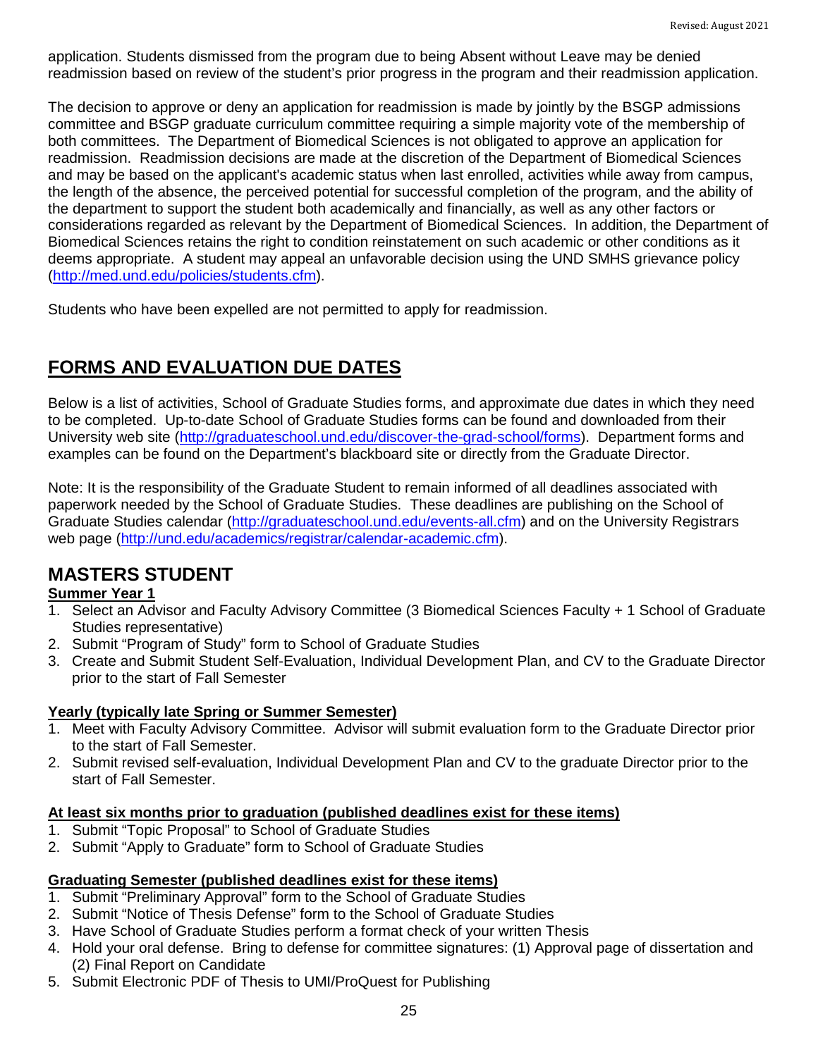application. Students dismissed from the program due to being Absent without Leave may be denied readmission based on review of the student's prior progress in the program and their readmission application.

The decision to approve or deny an application for readmission is made by jointly by the BSGP admissions committee and BSGP graduate curriculum committee requiring a simple majority vote of the membership of both committees. The Department of Biomedical Sciences is not obligated to approve an application for readmission. Readmission decisions are made at the discretion of the Department of Biomedical Sciences and may be based on the applicant's academic status when last enrolled, activities while away from campus, the length of the absence, the perceived potential for successful completion of the program, and the ability of the department to support the student both academically and financially, as well as any other factors or considerations regarded as relevant by the Department of Biomedical Sciences. In addition, the Department of Biomedical Sciences retains the right to condition reinstatement on such academic or other conditions as it deems appropriate. A student may appeal an unfavorable decision using the UND SMHS grievance policy (http://med.und.edu/policies/students.cfm).

Students who have been expelled are not permitted to apply for readmission.

## FORMS AND EVALUATION DUE DATES

Below is a list of activities, School of Graduate Studies forms, and approximate due dates in which they need to be completed. Up-to-date School of Graduate Studies forms can be found and downloaded from their University web site (http://graduateschool.und.edu/discover-the-grad-school/forms). Department forms and examples can be found on the Department's blackboard site or directly from the Graduate Director.

Note: It is the responsibility of the Graduate Student to remain informed of all deadlines associated with paperwork needed by the School of Graduate Studies. These deadlines are publishing on the School of Graduate Studies calendar (http://graduateschool.und.edu/events-all.cfm) and on the University Registrars web page (http://und.edu/academics/registrar/calendar-academic.cfm).

## MASTERS STUDENT

**Summer Year 1**

1. Select an Advisor and Faculty Advisory Committee (3 Biomedical Sciences Faculty + 1 School of Graduate Studies representative)
2. Submit "Program of Study" form to School of Graduate Studies
3. Create and Submit Student Self-Evaluation, Individual Development Plan, and CV to the Graduate Director prior to the start of Fall Semester

**Yearly (typically late Spring or Summer Semester)**

1. Meet with Faculty Advisory Committee. Advisor will submit evaluation form to the Graduate Director prior to the start of Fall Semester.
2. Submit revised self-evaluation, Individual Development Plan and CV to the graduate Director prior to the start of Fall Semester.

**At least six months prior to graduation (published deadlines exist for these items)**

1. Submit "Topic Proposal" to School of Graduate Studies
2. Submit "Apply to Graduate" form to School of Graduate Studies

**Graduating Semester (published deadlines exist for these items)**

1. Submit "Preliminary Approval" form to the School of Graduate Studies
2. Submit "Notice of Thesis Defense" form to the School of Graduate Studies
3. Have School of Graduate Studies perform a format check of your written Thesis
4. Hold your oral defense. Bring to defense for committee signatures: (1) Approval page of dissertation and (2) Final Report on Candidate
5. Submit Electronic PDF of Thesis to UMI/ProQuest for Publishing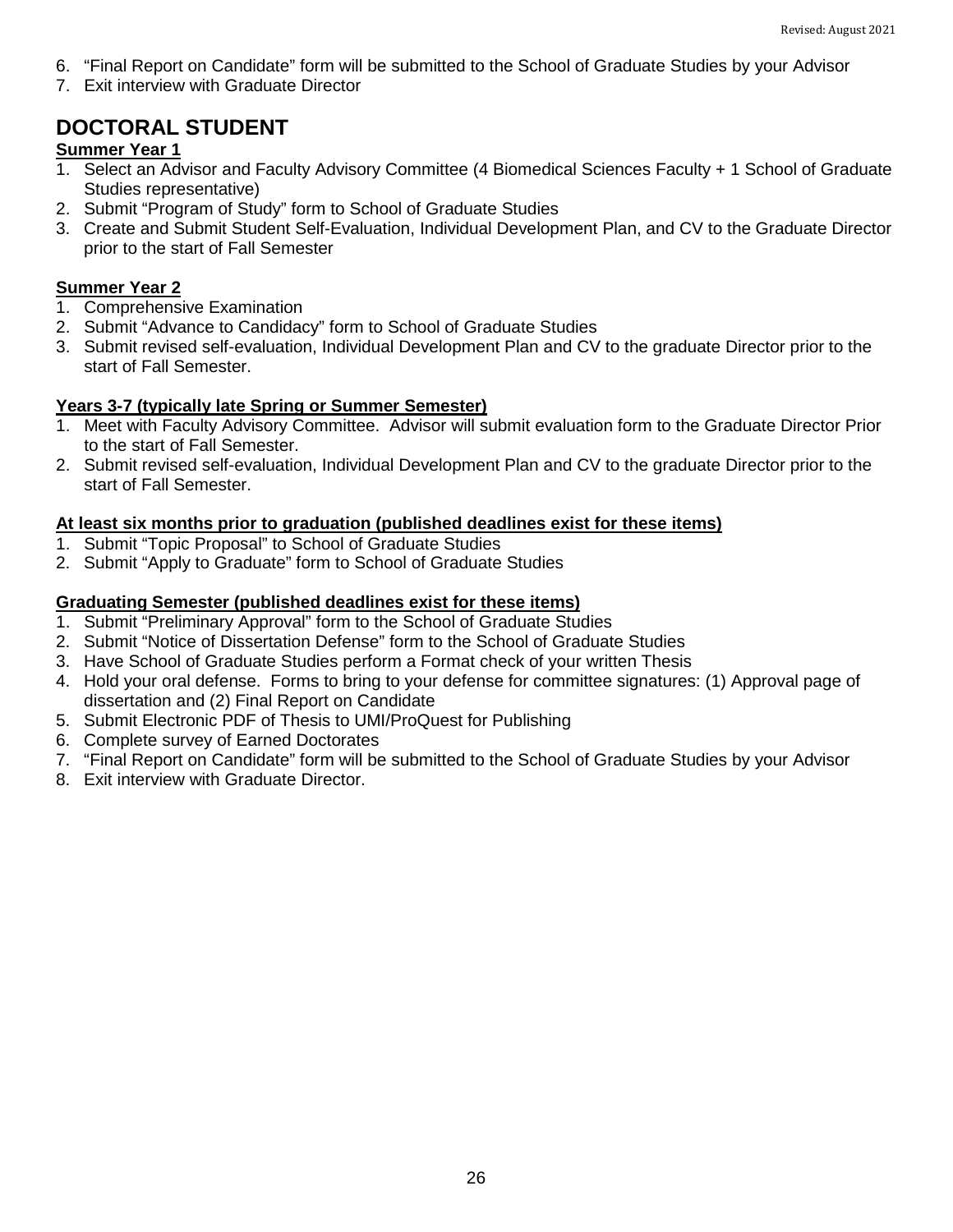6. "Final Report on Candidate" form will be submitted to the School of Graduate Studies by your Advisor
7. Exit interview with Graduate Director

## DOCTORAL STUDENT

**Summer Year 1**

1. Select an Advisor and Faculty Advisory Committee (4 Biomedical Sciences Faculty + 1 School of Graduate Studies representative)
2. Submit "Program of Study" form to School of Graduate Studies
3. Create and Submit Student Self-Evaluation, Individual Development Plan, and CV to the Graduate Director prior to the start of Fall Semester

**Summer Year 2**

1. Comprehensive Examination
2. Submit "Advance to Candidacy" form to School of Graduate Studies
3. Submit revised self-evaluation, Individual Development Plan and CV to the graduate Director prior to the start of Fall Semester.

**Years 3-7 (typically late Spring or Summer Semester)**

1. Meet with Faculty Advisory Committee. Advisor will submit evaluation form to the Graduate Director Prior to the start of Fall Semester.
2. Submit revised self-evaluation, Individual Development Plan and CV to the graduate Director prior to the start of Fall Semester.

**At least six months prior to graduation (published deadlines exist for these items)**

1. Submit "Topic Proposal" to School of Graduate Studies
2. Submit "Apply to Graduate" form to School of Graduate Studies

**Graduating Semester (published deadlines exist for these items)**

1. Submit "Preliminary Approval" form to the School of Graduate Studies
2. Submit "Notice of Dissertation Defense" form to the School of Graduate Studies
3. Have School of Graduate Studies perform a Format check of your written Thesis
4. Hold your oral defense. Forms to bring to your defense for committee signatures: (1) Approval page of dissertation and (2) Final Report on Candidate
5. Submit Electronic PDF of Thesis to UMI/ProQuest for Publishing
6. Complete survey of Earned Doctorates
7. "Final Report on Candidate" form will be submitted to the School of Graduate Studies by your Advisor
8. Exit interview with Graduate Director.